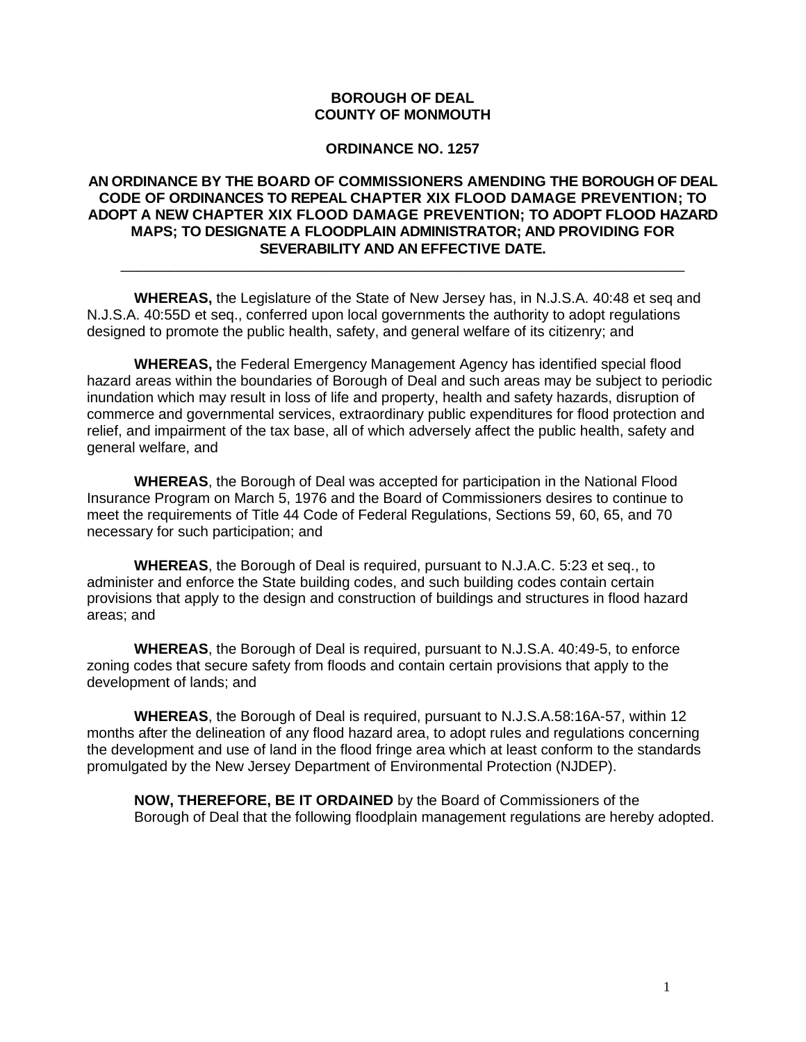**BOROUGH OF DEAL**
**COUNTY OF MONMOUTH**

**ORDINANCE NO. 1257**

**AN ORDINANCE BY THE BOARD OF COMMISSIONERS AMENDING THE BOROUGH OF DEAL CODE OF ORDINANCES TO REPEAL CHAPTER XIX FLOOD DAMAGE PREVENTION; TO ADOPT A NEW CHAPTER XIX FLOOD DAMAGE PREVENTION; TO ADOPT FLOOD HAZARD MAPS; TO DESIGNATE A FLOODPLAIN ADMINISTRATOR; AND PROVIDING FOR SEVERABILITY AND AN EFFECTIVE DATE.**

---

**WHEREAS,** the Legislature of the State of New Jersey has, in N.J.S.A. 40:48 et seq and N.J.S.A. 40:55D et seq., conferred upon local governments the authority to adopt regulations designed to promote the public health, safety, and general welfare of its citizenry; and

**WHEREAS,** the Federal Emergency Management Agency has identified special flood hazard areas within the boundaries of Borough of Deal and such areas may be subject to periodic inundation which may result in loss of life and property, health and safety hazards, disruption of commerce and governmental services, extraordinary public expenditures for flood protection and relief, and impairment of the tax base, all of which adversely affect the public health, safety and general welfare, and

**WHEREAS**, the Borough of Deal was accepted for participation in the National Flood Insurance Program on March 5, 1976 and the Board of Commissioners desires to continue to meet the requirements of Title 44 Code of Federal Regulations, Sections 59, 60, 65, and 70 necessary for such participation; and

**WHEREAS**, the Borough of Deal is required, pursuant to N.J.A.C. 5:23 et seq., to administer and enforce the State building codes, and such building codes contain certain provisions that apply to the design and construction of buildings and structures in flood hazard areas; and

**WHEREAS**, the Borough of Deal is required, pursuant to N.J.S.A. 40:49-5, to enforce zoning codes that secure safety from floods and contain certain provisions that apply to the development of lands; and

**WHEREAS**, the Borough of Deal is required, pursuant to N.J.S.A.58:16A-57, within 12 months after the delineation of any flood hazard area, to adopt rules and regulations concerning the development and use of land in the flood fringe area which at least conform to the standards promulgated by the New Jersey Department of Environmental Protection (NJDEP).

**NOW, THEREFORE, BE IT ORDAINED** by the Board of Commissioners of the Borough of Deal that the following floodplain management regulations are hereby adopted.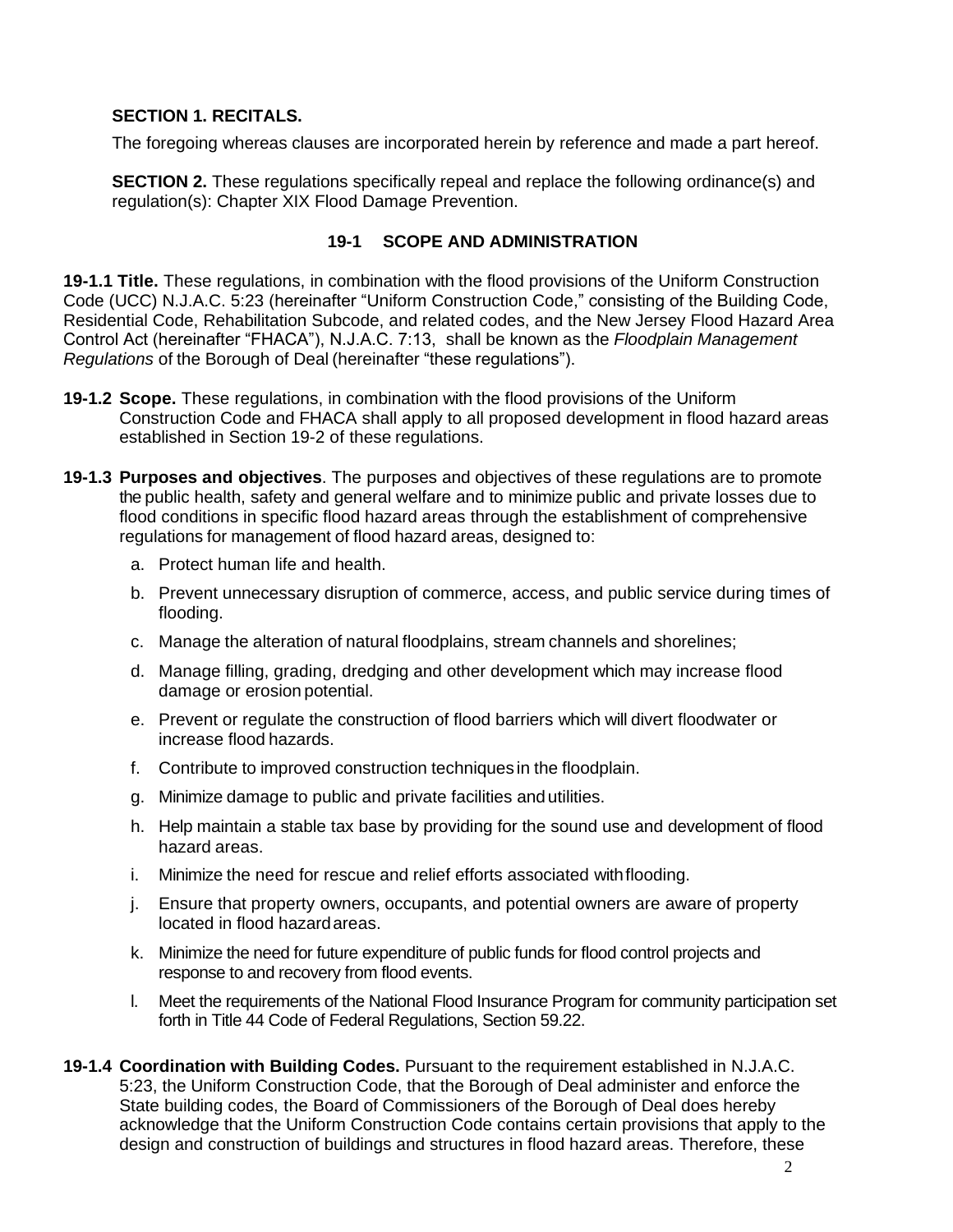**SECTION 1. RECITALS.**

The foregoing whereas clauses are incorporated herein by reference and made a part hereof.

**SECTION 2.** These regulations specifically repeal and replace the following ordinance(s) and regulation(s): Chapter XIX Flood Damage Prevention.

## 19-1 SCOPE AND ADMINISTRATION

**19-1.1 Title.** These regulations, in combination with the flood provisions of the Uniform Construction Code (UCC) N.J.A.C. 5:23 (hereinafter "Uniform Construction Code," consisting of the Building Code, Residential Code, Rehabilitation Subcode, and related codes, and the New Jersey Flood Hazard Area Control Act (hereinafter "FHACA"), N.J.A.C. 7:13, shall be known as the *Floodplain Management Regulations* of the Borough of Deal (hereinafter "these regulations").

**19-1.2 Scope.** These regulations, in combination with the flood provisions of the Uniform Construction Code and FHACA shall apply to all proposed development in flood hazard areas established in Section 19-2 of these regulations.

**19-1.3 Purposes and objectives**. The purposes and objectives of these regulations are to promote the public health, safety and general welfare and to minimize public and private losses due to flood conditions in specific flood hazard areas through the establishment of comprehensive regulations for management of flood hazard areas, designed to:

a. Protect human life and health.

b. Prevent unnecessary disruption of commerce, access, and public service during times of flooding.

c. Manage the alteration of natural floodplains, stream channels and shorelines;

d. Manage filling, grading, dredging and other development which may increase flood damage or erosion potential.

e. Prevent or regulate the construction of flood barriers which will divert floodwater or increase flood hazards.

f. Contribute to improved construction techniques in the floodplain.

g. Minimize damage to public and private facilities and utilities.

h. Help maintain a stable tax base by providing for the sound use and development of flood hazard areas.

i. Minimize the need for rescue and relief efforts associated with flooding.

j. Ensure that property owners, occupants, and potential owners are aware of property located in flood hazard areas.

k. Minimize the need for future expenditure of public funds for flood control projects and response to and recovery from flood events.

l. Meet the requirements of the National Flood Insurance Program for community participation set forth in Title 44 Code of Federal Regulations, Section 59.22.

**19-1.4 Coordination with Building Codes.** Pursuant to the requirement established in N.J.A.C. 5:23, the Uniform Construction Code, that the Borough of Deal administer and enforce the State building codes, the Board of Commissioners of the Borough of Deal does hereby acknowledge that the Uniform Construction Code contains certain provisions that apply to the design and construction of buildings and structures in flood hazard areas. Therefore, these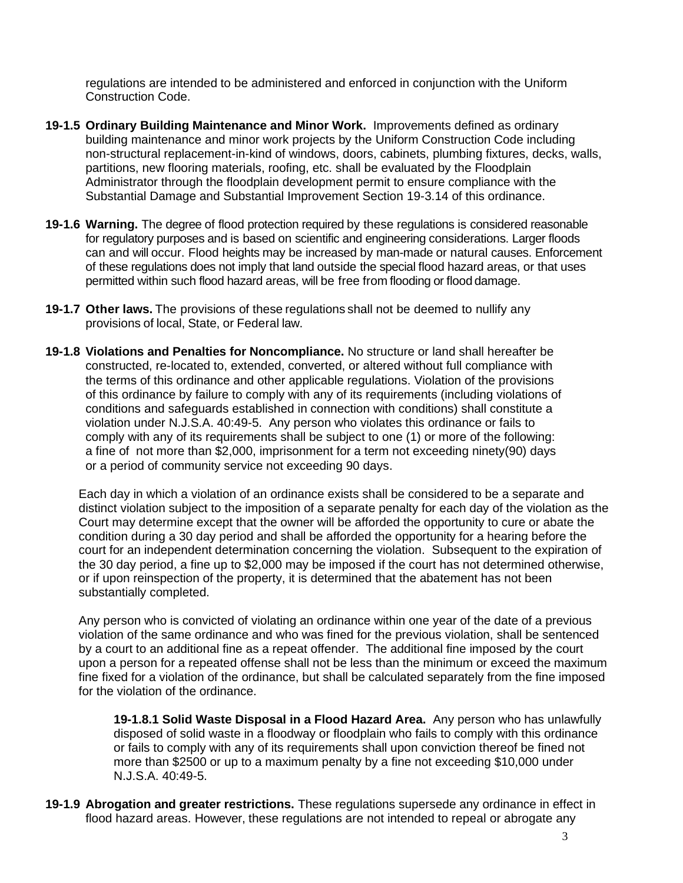regulations are intended to be administered and enforced in conjunction with the Uniform Construction Code.

**19-1.5 Ordinary Building Maintenance and Minor Work.** Improvements defined as ordinary building maintenance and minor work projects by the Uniform Construction Code including non-structural replacement-in-kind of windows, doors, cabinets, plumbing fixtures, decks, walls, partitions, new flooring materials, roofing, etc. shall be evaluated by the Floodplain Administrator through the floodplain development permit to ensure compliance with the Substantial Damage and Substantial Improvement Section 19-3.14 of this ordinance.

**19-1.6 Warning.** The degree of flood protection required by these regulations is considered reasonable for regulatory purposes and is based on scientific and engineering considerations. Larger floods can and will occur. Flood heights may be increased by man-made or natural causes. Enforcement of these regulations does not imply that land outside the special flood hazard areas, or that uses permitted within such flood hazard areas, will be free from flooding or flood damage.

**19-1.7 Other laws.** The provisions of these regulations shall not be deemed to nullify any provisions of local, State, or Federal law.

**19-1.8 Violations and Penalties for Noncompliance.** No structure or land shall hereafter be constructed, re-located to, extended, converted, or altered without full compliance with the terms of this ordinance and other applicable regulations. Violation of the provisions of this ordinance by failure to comply with any of its requirements (including violations of conditions and safeguards established in connection with conditions) shall constitute a violation under N.J.S.A. 40:49-5. Any person who violates this ordinance or fails to comply with any of its requirements shall be subject to one (1) or more of the following: a fine of not more than $2,000, imprisonment for a term not exceeding ninety(90) days or a period of community service not exceeding 90 days.

Each day in which a violation of an ordinance exists shall be considered to be a separate and distinct violation subject to the imposition of a separate penalty for each day of the violation as the Court may determine except that the owner will be afforded the opportunity to cure or abate the condition during a 30 day period and shall be afforded the opportunity for a hearing before the court for an independent determination concerning the violation. Subsequent to the expiration of the 30 day period, a fine up to $2,000 may be imposed if the court has not determined otherwise, or if upon reinspection of the property, it is determined that the abatement has not been substantially completed.

Any person who is convicted of violating an ordinance within one year of the date of a previous violation of the same ordinance and who was fined for the previous violation, shall be sentenced by a court to an additional fine as a repeat offender. The additional fine imposed by the court upon a person for a repeated offense shall not be less than the minimum or exceed the maximum fine fixed for a violation of the ordinance, but shall be calculated separately from the fine imposed for the violation of the ordinance.

**19-1.8.1 Solid Waste Disposal in a Flood Hazard Area.** Any person who has unlawfully disposed of solid waste in a floodway or floodplain who fails to comply with this ordinance or fails to comply with any of its requirements shall upon conviction thereof be fined not more than $2500 or up to a maximum penalty by a fine not exceeding $10,000 under N.J.S.A. 40:49-5.

**19-1.9 Abrogation and greater restrictions.** These regulations supersede any ordinance in effect in flood hazard areas. However, these regulations are not intended to repeal or abrogate any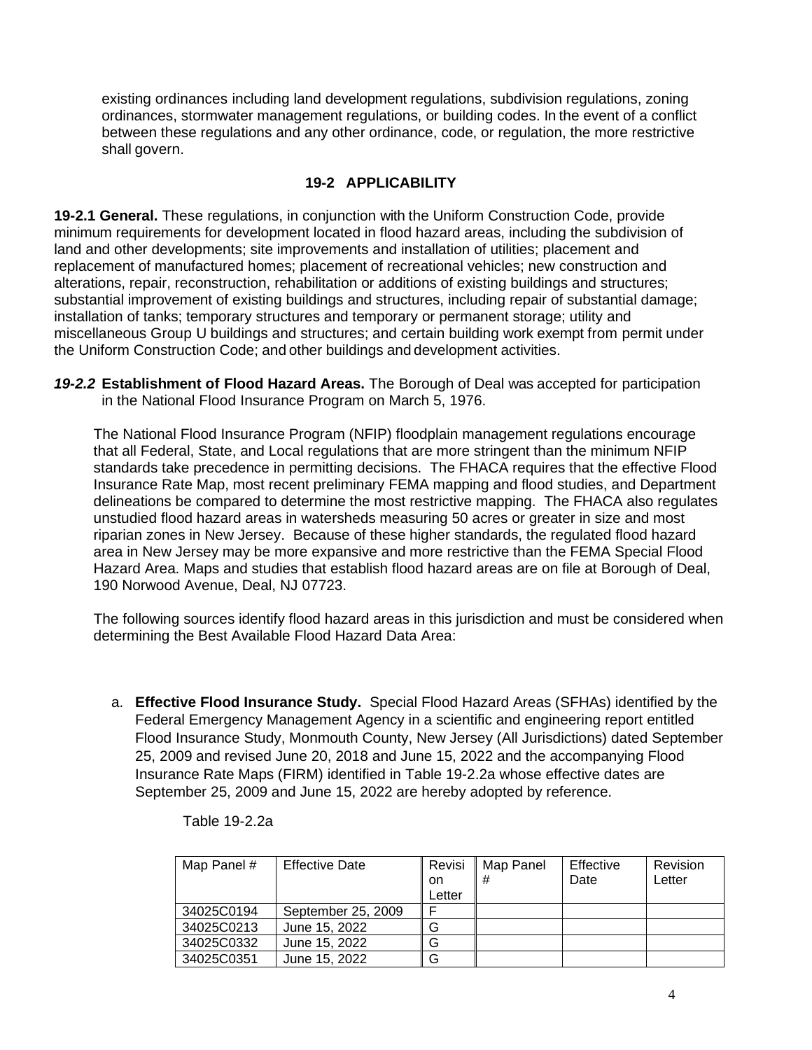existing ordinances including land development regulations, subdivision regulations, zoning ordinances, stormwater management regulations, or building codes. In the event of a conflict between these regulations and any other ordinance, code, or regulation, the more restrictive shall govern.

## 19-2 APPLICABILITY

**19-2.1 General.** These regulations, in conjunction with the Uniform Construction Code, provide minimum requirements for development located in flood hazard areas, including the subdivision of land and other developments; site improvements and installation of utilities; placement and replacement of manufactured homes; placement of recreational vehicles; new construction and alterations, repair, reconstruction, rehabilitation or additions of existing buildings and structures; substantial improvement of existing buildings and structures, including repair of substantial damage; installation of tanks; temporary structures and temporary or permanent storage; utility and miscellaneous Group U buildings and structures; and certain building work exempt from permit under the Uniform Construction Code; and other buildings and development activities.

***19-2.2*** **Establishment of Flood Hazard Areas.** The Borough of Deal was accepted for participation in the National Flood Insurance Program on March 5, 1976.

The National Flood Insurance Program (NFIP) floodplain management regulations encourage that all Federal, State, and Local regulations that are more stringent than the minimum NFIP standards take precedence in permitting decisions. The FHACA requires that the effective Flood Insurance Rate Map, most recent preliminary FEMA mapping and flood studies, and Department delineations be compared to determine the most restrictive mapping. The FHACA also regulates unstudied flood hazard areas in watersheds measuring 50 acres or greater in size and most riparian zones in New Jersey. Because of these higher standards, the regulated flood hazard area in New Jersey may be more expansive and more restrictive than the FEMA Special Flood Hazard Area. Maps and studies that establish flood hazard areas are on file at Borough of Deal, 190 Norwood Avenue, Deal, NJ 07723.

The following sources identify flood hazard areas in this jurisdiction and must be considered when determining the Best Available Flood Hazard Data Area:

a. **Effective Flood Insurance Study.** Special Flood Hazard Areas (SFHAs) identified by the Federal Emergency Management Agency in a scientific and engineering report entitled Flood Insurance Study, Monmouth County, New Jersey (All Jurisdictions) dated September 25, 2009 and revised June 20, 2018 and June 15, 2022 and the accompanying Flood Insurance Rate Maps (FIRM) identified in Table 19-2.2a whose effective dates are September 25, 2009 and June 15, 2022 are hereby adopted by reference.

Table 19-2.2a

| Map Panel # | Effective Date | Revision Letter | Map Panel # | Effective Date | Revision Letter |
|---|---|---|---|---|---|
| 34025C0194 | September 25, 2009 | F | | | |
| 34025C0213 | June 15, 2022 | G | | | |
| 34025C0332 | June 15, 2022 | G | | | |
| 34025C0351 | June 15, 2022 | G | | | |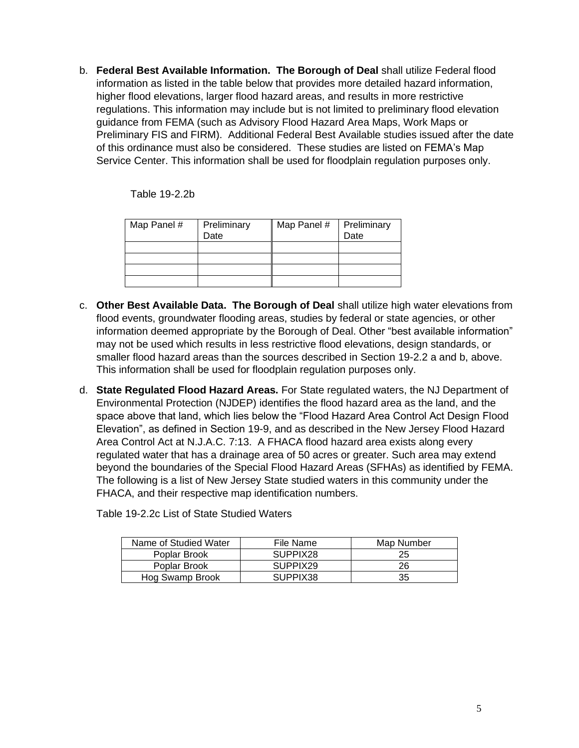b. **Federal Best Available Information. The Borough of Deal** shall utilize Federal flood information as listed in the table below that provides more detailed hazard information, higher flood elevations, larger flood hazard areas, and results in more restrictive regulations. This information may include but is not limited to preliminary flood elevation guidance from FEMA (such as Advisory Flood Hazard Area Maps, Work Maps or Preliminary FIS and FIRM). Additional Federal Best Available studies issued after the date of this ordinance must also be considered. These studies are listed on FEMA's Map Service Center. This information shall be used for floodplain regulation purposes only.

Table 19-2.2b

| Map Panel # | Preliminary Date | Map Panel # | Preliminary Date |
|---|---|---|---|
| | | | |
| | | | |
| | | | |
| | | | |

c. **Other Best Available Data. The Borough of Deal** shall utilize high water elevations from flood events, groundwater flooding areas, studies by federal or state agencies, or other information deemed appropriate by the Borough of Deal. Other "best available information" may not be used which results in less restrictive flood elevations, design standards, or smaller flood hazard areas than the sources described in Section 19-2.2 a and b, above. This information shall be used for floodplain regulation purposes only.

d. **State Regulated Flood Hazard Areas.** For State regulated waters, the NJ Department of Environmental Protection (NJDEP) identifies the flood hazard area as the land, and the space above that land, which lies below the "Flood Hazard Area Control Act Design Flood Elevation", as defined in Section 19-9, and as described in the New Jersey Flood Hazard Area Control Act at N.J.A.C. 7:13. A FHACA flood hazard area exists along every regulated water that has a drainage area of 50 acres or greater. Such area may extend beyond the boundaries of the Special Flood Hazard Areas (SFHAs) as identified by FEMA. The following is a list of New Jersey State studied waters in this community under the FHACA, and their respective map identification numbers.

Table 19-2.2c List of State Studied Waters

| Name of Studied Water | File Name | Map Number |
|---|---|---|
| Poplar Brook | SUPPIX28 | 25 |
| Poplar Brook | SUPPIX29 | 26 |
| Hog Swamp Brook | SUPPIX38 | 35 |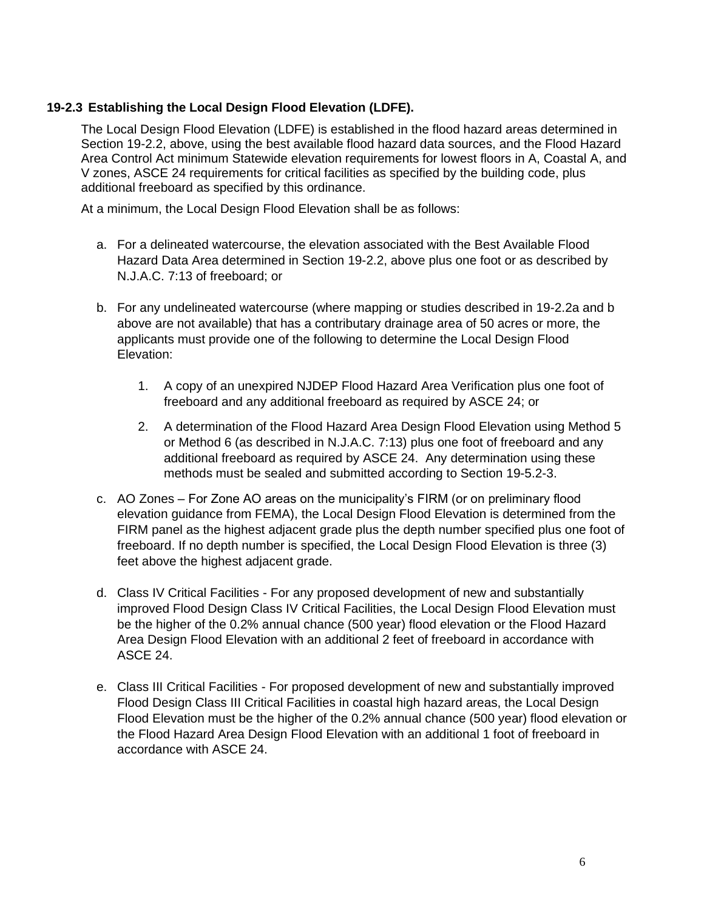### 19-2.3 Establishing the Local Design Flood Elevation (LDFE).

The Local Design Flood Elevation (LDFE) is established in the flood hazard areas determined in Section 19-2.2, above, using the best available flood hazard data sources, and the Flood Hazard Area Control Act minimum Statewide elevation requirements for lowest floors in A, Coastal A, and V zones, ASCE 24 requirements for critical facilities as specified by the building code, plus additional freeboard as specified by this ordinance.

At a minimum, the Local Design Flood Elevation shall be as follows:

a. For a delineated watercourse, the elevation associated with the Best Available Flood Hazard Data Area determined in Section 19-2.2, above plus one foot or as described by N.J.A.C. 7:13 of freeboard; or

b. For any undelineated watercourse (where mapping or studies described in 19-2.2a and b above are not available) that has a contributary drainage area of 50 acres or more, the applicants must provide one of the following to determine the Local Design Flood Elevation:

   1. A copy of an unexpired NJDEP Flood Hazard Area Verification plus one foot of freeboard and any additional freeboard as required by ASCE 24; or

   2. A determination of the Flood Hazard Area Design Flood Elevation using Method 5 or Method 6 (as described in N.J.A.C. 7:13) plus one foot of freeboard and any additional freeboard as required by ASCE 24. Any determination using these methods must be sealed and submitted according to Section 19-5.2-3.

c. AO Zones – For Zone AO areas on the municipality's FIRM (or on preliminary flood elevation guidance from FEMA), the Local Design Flood Elevation is determined from the FIRM panel as the highest adjacent grade plus the depth number specified plus one foot of freeboard. If no depth number is specified, the Local Design Flood Elevation is three (3) feet above the highest adjacent grade.

d. Class IV Critical Facilities - For any proposed development of new and substantially improved Flood Design Class IV Critical Facilities, the Local Design Flood Elevation must be the higher of the 0.2% annual chance (500 year) flood elevation or the Flood Hazard Area Design Flood Elevation with an additional 2 feet of freeboard in accordance with ASCE 24.

e. Class III Critical Facilities - For proposed development of new and substantially improved Flood Design Class III Critical Facilities in coastal high hazard areas, the Local Design Flood Elevation must be the higher of the 0.2% annual chance (500 year) flood elevation or the Flood Hazard Area Design Flood Elevation with an additional 1 foot of freeboard in accordance with ASCE 24.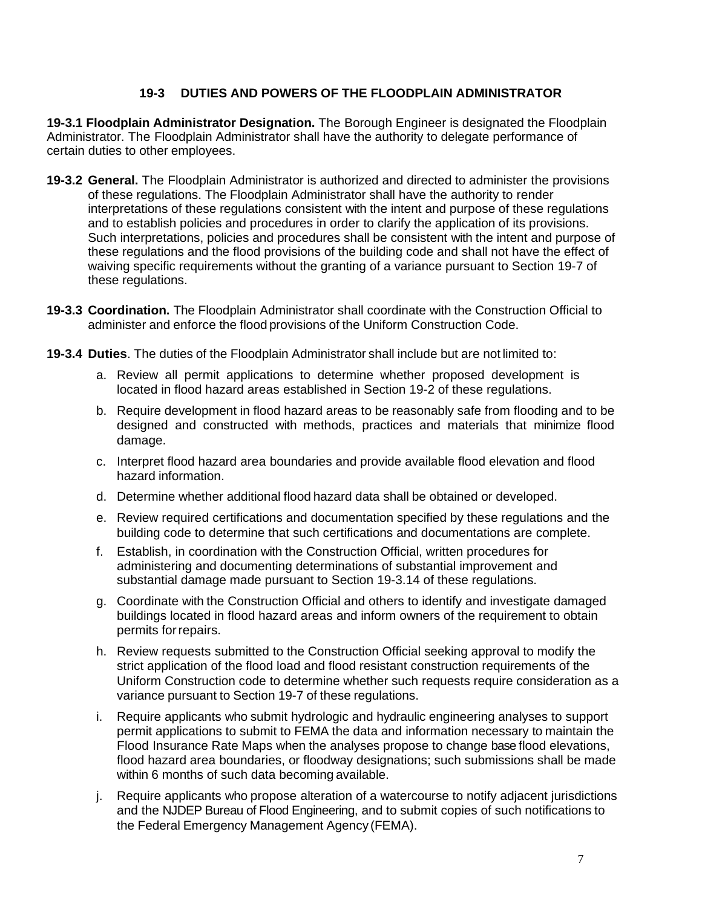## 19-3 DUTIES AND POWERS OF THE FLOODPLAIN ADMINISTRATOR

**19-3.1 Floodplain Administrator Designation.** The Borough Engineer is designated the Floodplain Administrator. The Floodplain Administrator shall have the authority to delegate performance of certain duties to other employees.

**19-3.2 General.** The Floodplain Administrator is authorized and directed to administer the provisions of these regulations. The Floodplain Administrator shall have the authority to render interpretations of these regulations consistent with the intent and purpose of these regulations and to establish policies and procedures in order to clarify the application of its provisions. Such interpretations, policies and procedures shall be consistent with the intent and purpose of these regulations and the flood provisions of the building code and shall not have the effect of waiving specific requirements without the granting of a variance pursuant to Section 19-7 of these regulations.

**19-3.3 Coordination.** The Floodplain Administrator shall coordinate with the Construction Official to administer and enforce the flood provisions of the Uniform Construction Code.

**19-3.4 Duties**. The duties of the Floodplain Administrator shall include but are not limited to:

a. Review all permit applications to determine whether proposed development is located in flood hazard areas established in Section 19-2 of these regulations.

b. Require development in flood hazard areas to be reasonably safe from flooding and to be designed and constructed with methods, practices and materials that minimize flood damage.

c. Interpret flood hazard area boundaries and provide available flood elevation and flood hazard information.

d. Determine whether additional flood hazard data shall be obtained or developed.

e. Review required certifications and documentation specified by these regulations and the building code to determine that such certifications and documentations are complete.

f. Establish, in coordination with the Construction Official, written procedures for administering and documenting determinations of substantial improvement and substantial damage made pursuant to Section 19-3.14 of these regulations.

g. Coordinate with the Construction Official and others to identify and investigate damaged buildings located in flood hazard areas and inform owners of the requirement to obtain permits for repairs.

h. Review requests submitted to the Construction Official seeking approval to modify the strict application of the flood load and flood resistant construction requirements of the Uniform Construction code to determine whether such requests require consideration as a variance pursuant to Section 19-7 of these regulations.

i. Require applicants who submit hydrologic and hydraulic engineering analyses to support permit applications to submit to FEMA the data and information necessary to maintain the Flood Insurance Rate Maps when the analyses propose to change base flood elevations, flood hazard area boundaries, or floodway designations; such submissions shall be made within 6 months of such data becoming available.

j. Require applicants who propose alteration of a watercourse to notify adjacent jurisdictions and the NJDEP Bureau of Flood Engineering, and to submit copies of such notifications to the Federal Emergency Management Agency (FEMA).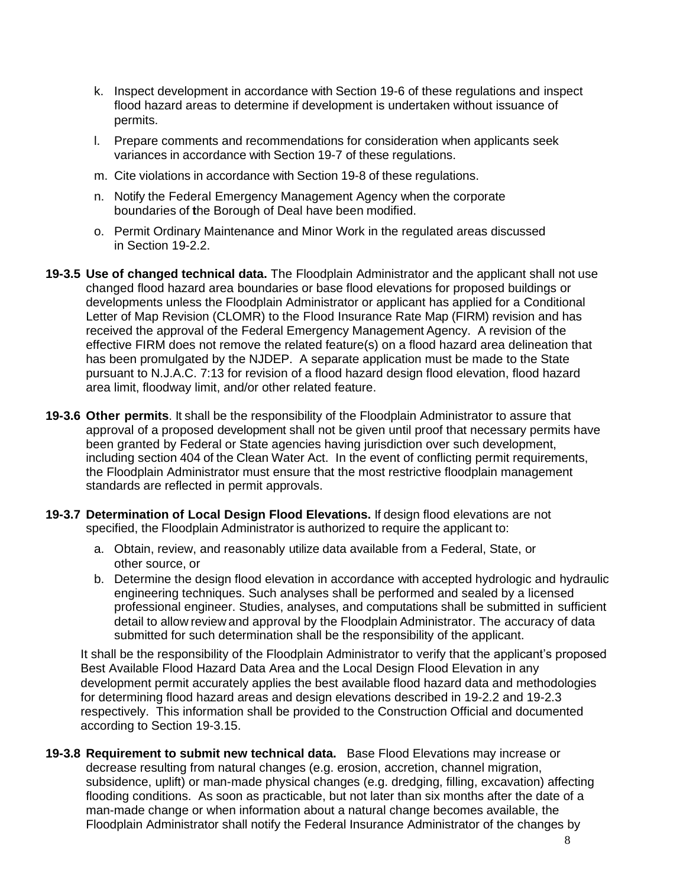k. Inspect development in accordance with Section 19-6 of these regulations and inspect flood hazard areas to determine if development is undertaken without issuance of permits.

l. Prepare comments and recommendations for consideration when applicants seek variances in accordance with Section 19-7 of these regulations.

m. Cite violations in accordance with Section 19-8 of these regulations.

n. Notify the Federal Emergency Management Agency when the corporate boundaries of the Borough of Deal have been modified.

o. Permit Ordinary Maintenance and Minor Work in the regulated areas discussed in Section 19-2.2.

**19-3.5 Use of changed technical data.** The Floodplain Administrator and the applicant shall not use changed flood hazard area boundaries or base flood elevations for proposed buildings or developments unless the Floodplain Administrator or applicant has applied for a Conditional Letter of Map Revision (CLOMR) to the Flood Insurance Rate Map (FIRM) revision and has received the approval of the Federal Emergency Management Agency. A revision of the effective FIRM does not remove the related feature(s) on a flood hazard area delineation that has been promulgated by the NJDEP. A separate application must be made to the State pursuant to N.J.A.C. 7:13 for revision of a flood hazard design flood elevation, flood hazard area limit, floodway limit, and/or other related feature.

**19-3.6 Other permits**. It shall be the responsibility of the Floodplain Administrator to assure that approval of a proposed development shall not be given until proof that necessary permits have been granted by Federal or State agencies having jurisdiction over such development, including section 404 of the Clean Water Act. In the event of conflicting permit requirements, the Floodplain Administrator must ensure that the most restrictive floodplain management standards are reflected in permit approvals.

**19-3.7 Determination of Local Design Flood Elevations.** If design flood elevations are not specified, the Floodplain Administrator is authorized to require the applicant to:

a. Obtain, review, and reasonably utilize data available from a Federal, State, or other source, or
b. Determine the design flood elevation in accordance with accepted hydrologic and hydraulic engineering techniques. Such analyses shall be performed and sealed by a licensed professional engineer. Studies, analyses, and computations shall be submitted in sufficient detail to allow review and approval by the Floodplain Administrator. The accuracy of data submitted for such determination shall be the responsibility of the applicant.

It shall be the responsibility of the Floodplain Administrator to verify that the applicant's proposed Best Available Flood Hazard Data Area and the Local Design Flood Elevation in any development permit accurately applies the best available flood hazard data and methodologies for determining flood hazard areas and design elevations described in 19-2.2 and 19-2.3 respectively. This information shall be provided to the Construction Official and documented according to Section 19-3.15.

**19-3.8 Requirement to submit new technical data.** Base Flood Elevations may increase or decrease resulting from natural changes (e.g. erosion, accretion, channel migration, subsidence, uplift) or man-made physical changes (e.g. dredging, filling, excavation) affecting flooding conditions. As soon as practicable, but not later than six months after the date of a man-made change or when information about a natural change becomes available, the Floodplain Administrator shall notify the Federal Insurance Administrator of the changes by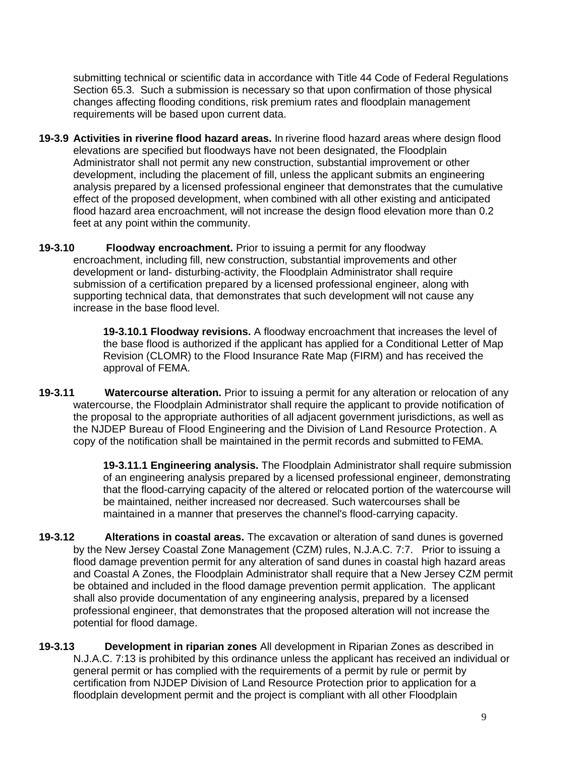submitting technical or scientific data in accordance with Title 44 Code of Federal Regulations Section 65.3. Such a submission is necessary so that upon confirmation of those physical changes affecting flooding conditions, risk premium rates and floodplain management requirements will be based upon current data.

**19-3.9 Activities in riverine flood hazard areas.** In riverine flood hazard areas where design flood elevations are specified but floodways have not been designated, the Floodplain Administrator shall not permit any new construction, substantial improvement or other development, including the placement of fill, unless the applicant submits an engineering analysis prepared by a licensed professional engineer that demonstrates that the cumulative effect of the proposed development, when combined with all other existing and anticipated flood hazard area encroachment, will not increase the design flood elevation more than 0.2 feet at any point within the community.

**19-3.10 Floodway encroachment.** Prior to issuing a permit for any floodway encroachment, including fill, new construction, substantial improvements and other development or land- disturbing-activity, the Floodplain Administrator shall require submission of a certification prepared by a licensed professional engineer, along with supporting technical data, that demonstrates that such development will not cause any increase in the base flood level.

> **19-3.10.1 Floodway revisions.** A floodway encroachment that increases the level of the base flood is authorized if the applicant has applied for a Conditional Letter of Map Revision (CLOMR) to the Flood Insurance Rate Map (FIRM) and has received the approval of FEMA.

**19-3.11 Watercourse alteration.** Prior to issuing a permit for any alteration or relocation of any watercourse, the Floodplain Administrator shall require the applicant to provide notification of the proposal to the appropriate authorities of all adjacent government jurisdictions, as well as the NJDEP Bureau of Flood Engineering and the Division of Land Resource Protection. A copy of the notification shall be maintained in the permit records and submitted to FEMA.

> **19-3.11.1 Engineering analysis.** The Floodplain Administrator shall require submission of an engineering analysis prepared by a licensed professional engineer, demonstrating that the flood-carrying capacity of the altered or relocated portion of the watercourse will be maintained, neither increased nor decreased. Such watercourses shall be maintained in a manner that preserves the channel's flood-carrying capacity.

**19-3.12 Alterations in coastal areas.** The excavation or alteration of sand dunes is governed by the New Jersey Coastal Zone Management (CZM) rules, N.J.A.C. 7:7. Prior to issuing a flood damage prevention permit for any alteration of sand dunes in coastal high hazard areas and Coastal A Zones, the Floodplain Administrator shall require that a New Jersey CZM permit be obtained and included in the flood damage prevention permit application. The applicant shall also provide documentation of any engineering analysis, prepared by a licensed professional engineer, that demonstrates that the proposed alteration will not increase the potential for flood damage.

**19-3.13 Development in riparian zones** All development in Riparian Zones as described in N.J.A.C. 7:13 is prohibited by this ordinance unless the applicant has received an individual or general permit or has complied with the requirements of a permit by rule or permit by certification from NJDEP Division of Land Resource Protection prior to application for a floodplain development permit and the project is compliant with all other Floodplain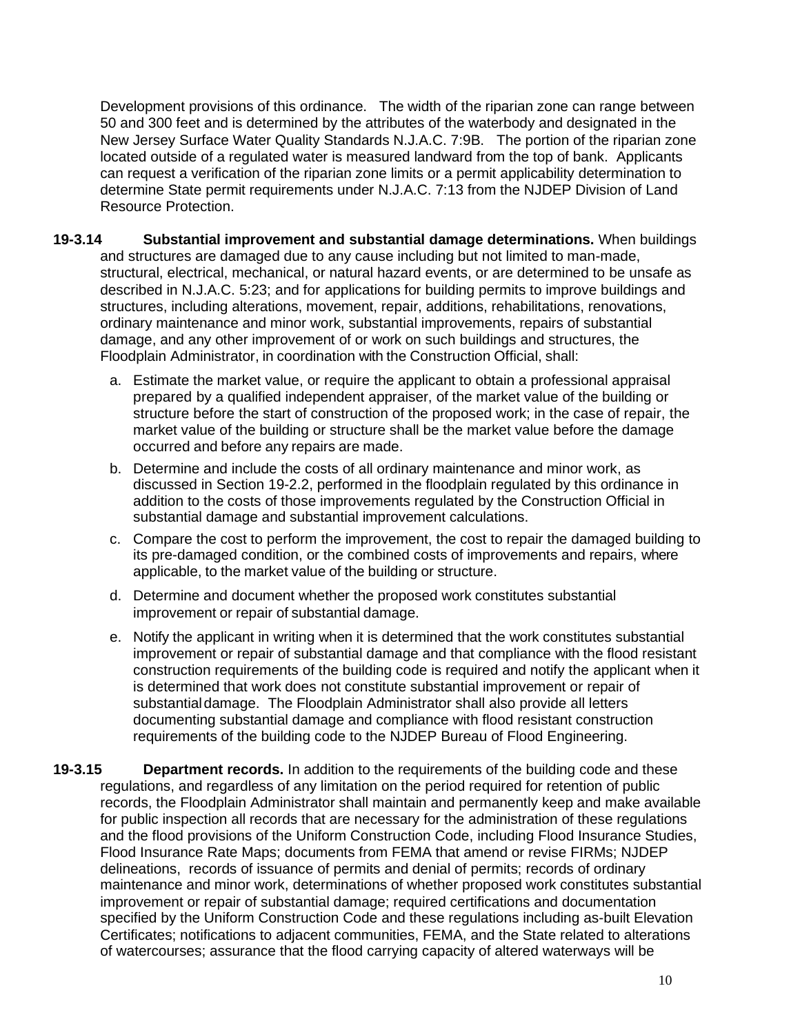Development provisions of this ordinance. The width of the riparian zone can range between 50 and 300 feet and is determined by the attributes of the waterbody and designated in the New Jersey Surface Water Quality Standards N.J.A.C. 7:9B. The portion of the riparian zone located outside of a regulated water is measured landward from the top of bank. Applicants can request a verification of the riparian zone limits or a permit applicability determination to determine State permit requirements under N.J.A.C. 7:13 from the NJDEP Division of Land Resource Protection.

**19-3.14 Substantial improvement and substantial damage determinations.** When buildings and structures are damaged due to any cause including but not limited to man-made, structural, electrical, mechanical, or natural hazard events, or are determined to be unsafe as described in N.J.A.C. 5:23; and for applications for building permits to improve buildings and structures, including alterations, movement, repair, additions, rehabilitations, renovations, ordinary maintenance and minor work, substantial improvements, repairs of substantial damage, and any other improvement of or work on such buildings and structures, the Floodplain Administrator, in coordination with the Construction Official, shall:

a. Estimate the market value, or require the applicant to obtain a professional appraisal prepared by a qualified independent appraiser, of the market value of the building or structure before the start of construction of the proposed work; in the case of repair, the market value of the building or structure shall be the market value before the damage occurred and before any repairs are made.

b. Determine and include the costs of all ordinary maintenance and minor work, as discussed in Section 19-2.2, performed in the floodplain regulated by this ordinance in addition to the costs of those improvements regulated by the Construction Official in substantial damage and substantial improvement calculations.

c. Compare the cost to perform the improvement, the cost to repair the damaged building to its pre-damaged condition, or the combined costs of improvements and repairs, where applicable, to the market value of the building or structure.

d. Determine and document whether the proposed work constitutes substantial improvement or repair of substantial damage.

e. Notify the applicant in writing when it is determined that the work constitutes substantial improvement or repair of substantial damage and that compliance with the flood resistant construction requirements of the building code is required and notify the applicant when it is determined that work does not constitute substantial improvement or repair of substantial damage. The Floodplain Administrator shall also provide all letters documenting substantial damage and compliance with flood resistant construction requirements of the building code to the NJDEP Bureau of Flood Engineering.

**19-3.15 Department records.** In addition to the requirements of the building code and these regulations, and regardless of any limitation on the period required for retention of public records, the Floodplain Administrator shall maintain and permanently keep and make available for public inspection all records that are necessary for the administration of these regulations and the flood provisions of the Uniform Construction Code, including Flood Insurance Studies, Flood Insurance Rate Maps; documents from FEMA that amend or revise FIRMs; NJDEP delineations, records of issuance of permits and denial of permits; records of ordinary maintenance and minor work, determinations of whether proposed work constitutes substantial improvement or repair of substantial damage; required certifications and documentation specified by the Uniform Construction Code and these regulations including as-built Elevation Certificates; notifications to adjacent communities, FEMA, and the State related to alterations of watercourses; assurance that the flood carrying capacity of altered waterways will be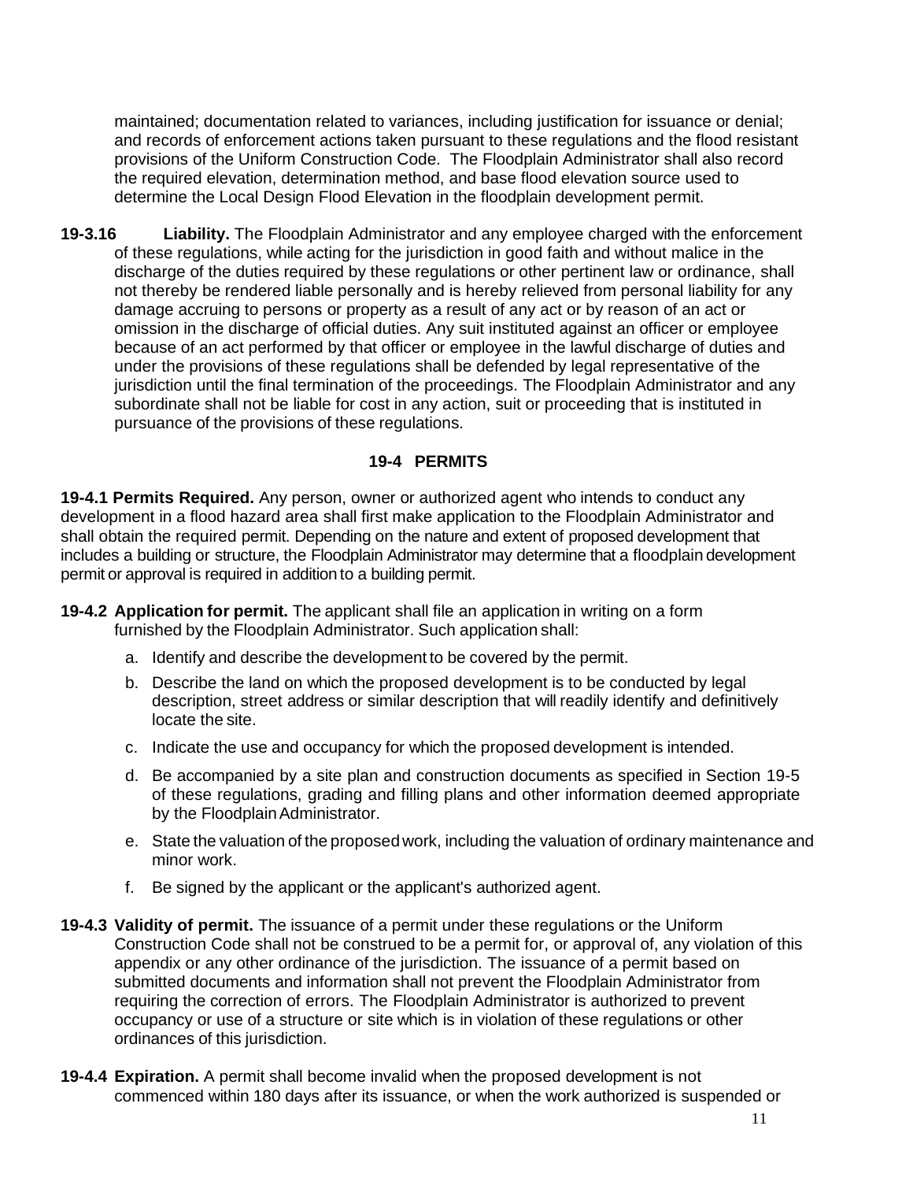maintained; documentation related to variances, including justification for issuance or denial; and records of enforcement actions taken pursuant to these regulations and the flood resistant provisions of the Uniform Construction Code. The Floodplain Administrator shall also record the required elevation, determination method, and base flood elevation source used to determine the Local Design Flood Elevation in the floodplain development permit.

**19-3.16 Liability.** The Floodplain Administrator and any employee charged with the enforcement of these regulations, while acting for the jurisdiction in good faith and without malice in the discharge of the duties required by these regulations or other pertinent law or ordinance, shall not thereby be rendered liable personally and is hereby relieved from personal liability for any damage accruing to persons or property as a result of any act or by reason of an act or omission in the discharge of official duties. Any suit instituted against an officer or employee because of an act performed by that officer or employee in the lawful discharge of duties and under the provisions of these regulations shall be defended by legal representative of the jurisdiction until the final termination of the proceedings. The Floodplain Administrator and any subordinate shall not be liable for cost in any action, suit or proceeding that is instituted in pursuance of the provisions of these regulations.

## 19-4 PERMITS

**19-4.1 Permits Required.** Any person, owner or authorized agent who intends to conduct any development in a flood hazard area shall first make application to the Floodplain Administrator and shall obtain the required permit. Depending on the nature and extent of proposed development that includes a building or structure, the Floodplain Administrator may determine that a floodplain development permit or approval is required in addition to a building permit.

**19-4.2 Application for permit.** The applicant shall file an application in writing on a form furnished by the Floodplain Administrator. Such application shall:

a. Identify and describe the development to be covered by the permit.

b. Describe the land on which the proposed development is to be conducted by legal description, street address or similar description that will readily identify and definitively locate the site.

c. Indicate the use and occupancy for which the proposed development is intended.

d. Be accompanied by a site plan and construction documents as specified in Section 19-5 of these regulations, grading and filling plans and other information deemed appropriate by the Floodplain Administrator.

e. State the valuation of the proposed work, including the valuation of ordinary maintenance and minor work.

f. Be signed by the applicant or the applicant's authorized agent.

**19-4.3 Validity of permit.** The issuance of a permit under these regulations or the Uniform Construction Code shall not be construed to be a permit for, or approval of, any violation of this appendix or any other ordinance of the jurisdiction. The issuance of a permit based on submitted documents and information shall not prevent the Floodplain Administrator from requiring the correction of errors. The Floodplain Administrator is authorized to prevent occupancy or use of a structure or site which is in violation of these regulations or other ordinances of this jurisdiction.

**19-4.4 Expiration.** A permit shall become invalid when the proposed development is not commenced within 180 days after its issuance, or when the work authorized is suspended or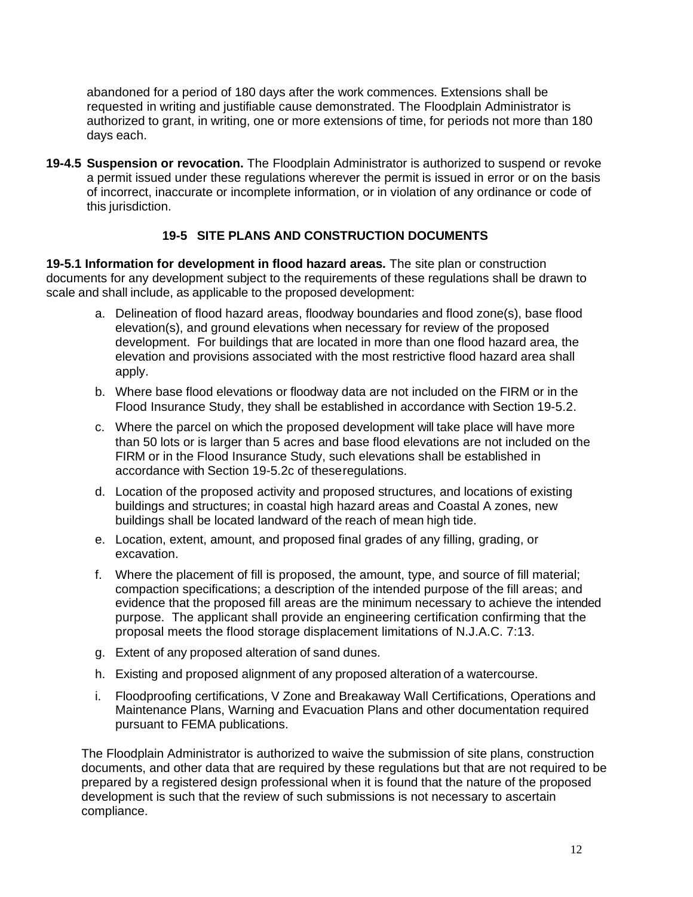abandoned for a period of 180 days after the work commences. Extensions shall be requested in writing and justifiable cause demonstrated. The Floodplain Administrator is authorized to grant, in writing, one or more extensions of time, for periods not more than 180 days each.

**19-4.5 Suspension or revocation.** The Floodplain Administrator is authorized to suspend or revoke a permit issued under these regulations wherever the permit is issued in error or on the basis of incorrect, inaccurate or incomplete information, or in violation of any ordinance or code of this jurisdiction.

## 19-5 SITE PLANS AND CONSTRUCTION DOCUMENTS

**19-5.1 Information for development in flood hazard areas.** The site plan or construction documents for any development subject to the requirements of these regulations shall be drawn to scale and shall include, as applicable to the proposed development:

a. Delineation of flood hazard areas, floodway boundaries and flood zone(s), base flood elevation(s), and ground elevations when necessary for review of the proposed development. For buildings that are located in more than one flood hazard area, the elevation and provisions associated with the most restrictive flood hazard area shall apply.

b. Where base flood elevations or floodway data are not included on the FIRM or in the Flood Insurance Study, they shall be established in accordance with Section 19-5.2.

c. Where the parcel on which the proposed development will take place will have more than 50 lots or is larger than 5 acres and base flood elevations are not included on the FIRM or in the Flood Insurance Study, such elevations shall be established in accordance with Section 19-5.2c of theseregulations.

d. Location of the proposed activity and proposed structures, and locations of existing buildings and structures; in coastal high hazard areas and Coastal A zones, new buildings shall be located landward of the reach of mean high tide.

e. Location, extent, amount, and proposed final grades of any filling, grading, or excavation.

f. Where the placement of fill is proposed, the amount, type, and source of fill material; compaction specifications; a description of the intended purpose of the fill areas; and evidence that the proposed fill areas are the minimum necessary to achieve the intended purpose. The applicant shall provide an engineering certification confirming that the proposal meets the flood storage displacement limitations of N.J.A.C. 7:13.

g. Extent of any proposed alteration of sand dunes.

h. Existing and proposed alignment of any proposed alteration of a watercourse.

i. Floodproofing certifications, V Zone and Breakaway Wall Certifications, Operations and Maintenance Plans, Warning and Evacuation Plans and other documentation required pursuant to FEMA publications.

The Floodplain Administrator is authorized to waive the submission of site plans, construction documents, and other data that are required by these regulations but that are not required to be prepared by a registered design professional when it is found that the nature of the proposed development is such that the review of such submissions is not necessary to ascertain compliance.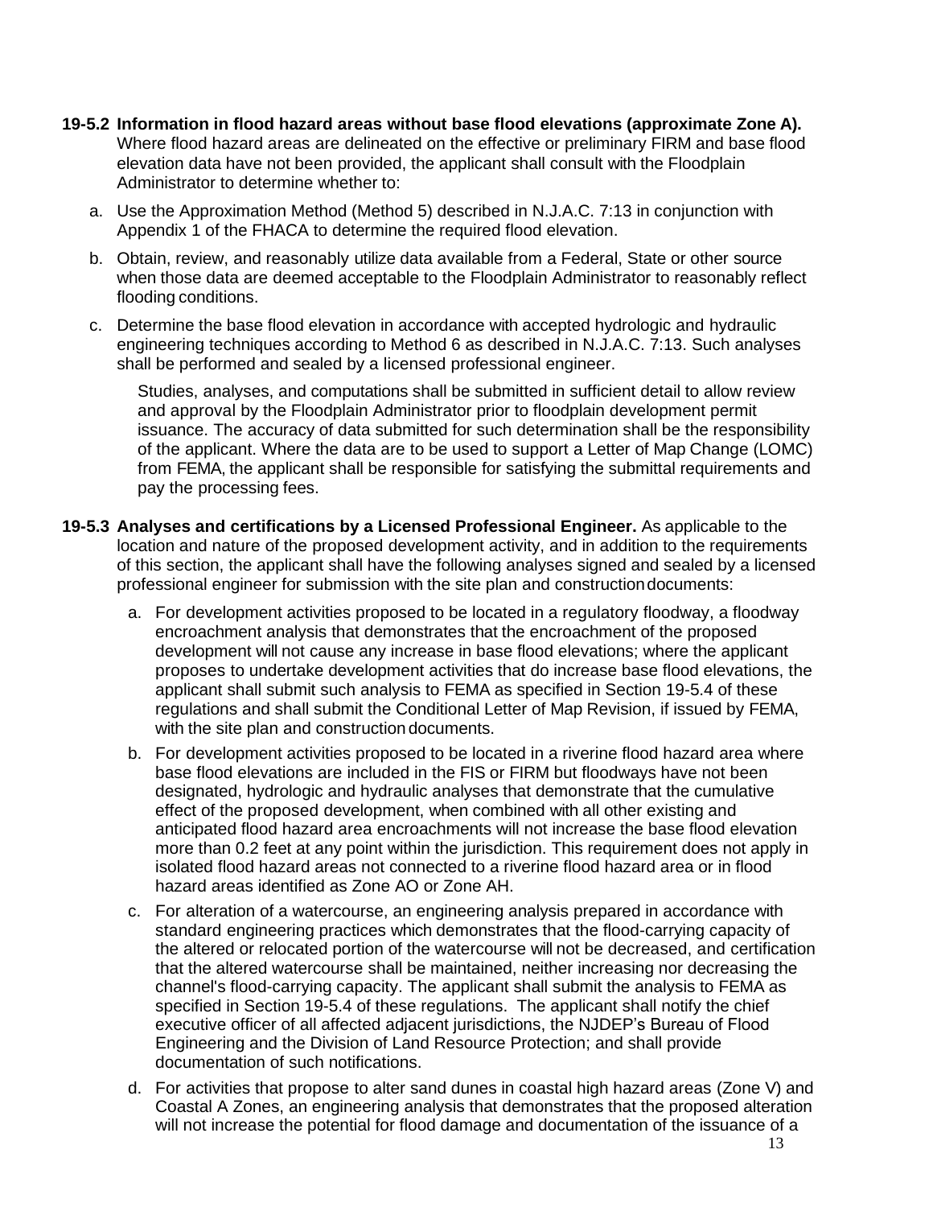**19-5.2 Information in flood hazard areas without base flood elevations (approximate Zone A).** Where flood hazard areas are delineated on the effective or preliminary FIRM and base flood elevation data have not been provided, the applicant shall consult with the Floodplain Administrator to determine whether to:

a. Use the Approximation Method (Method 5) described in N.J.A.C. 7:13 in conjunction with Appendix 1 of the FHACA to determine the required flood elevation.

b. Obtain, review, and reasonably utilize data available from a Federal, State or other source when those data are deemed acceptable to the Floodplain Administrator to reasonably reflect flooding conditions.

c. Determine the base flood elevation in accordance with accepted hydrologic and hydraulic engineering techniques according to Method 6 as described in N.J.A.C. 7:13. Such analyses shall be performed and sealed by a licensed professional engineer.

Studies, analyses, and computations shall be submitted in sufficient detail to allow review and approval by the Floodplain Administrator prior to floodplain development permit issuance. The accuracy of data submitted for such determination shall be the responsibility of the applicant. Where the data are to be used to support a Letter of Map Change (LOMC) from FEMA, the applicant shall be responsible for satisfying the submittal requirements and pay the processing fees.

**19-5.3 Analyses and certifications by a Licensed Professional Engineer.** As applicable to the location and nature of the proposed development activity, and in addition to the requirements of this section, the applicant shall have the following analyses signed and sealed by a licensed professional engineer for submission with the site plan and construction documents:

a. For development activities proposed to be located in a regulatory floodway, a floodway encroachment analysis that demonstrates that the encroachment of the proposed development will not cause any increase in base flood elevations; where the applicant proposes to undertake development activities that do increase base flood elevations, the applicant shall submit such analysis to FEMA as specified in Section 19-5.4 of these regulations and shall submit the Conditional Letter of Map Revision, if issued by FEMA, with the site plan and construction documents.

b. For development activities proposed to be located in a riverine flood hazard area where base flood elevations are included in the FIS or FIRM but floodways have not been designated, hydrologic and hydraulic analyses that demonstrate that the cumulative effect of the proposed development, when combined with all other existing and anticipated flood hazard area encroachments will not increase the base flood elevation more than 0.2 feet at any point within the jurisdiction. This requirement does not apply in isolated flood hazard areas not connected to a riverine flood hazard area or in flood hazard areas identified as Zone AO or Zone AH.

c. For alteration of a watercourse, an engineering analysis prepared in accordance with standard engineering practices which demonstrates that the flood-carrying capacity of the altered or relocated portion of the watercourse will not be decreased, and certification that the altered watercourse shall be maintained, neither increasing nor decreasing the channel's flood-carrying capacity. The applicant shall submit the analysis to FEMA as specified in Section 19-5.4 of these regulations. The applicant shall notify the chief executive officer of all affected adjacent jurisdictions, the NJDEP's Bureau of Flood Engineering and the Division of Land Resource Protection; and shall provide documentation of such notifications.

d. For activities that propose to alter sand dunes in coastal high hazard areas (Zone V) and Coastal A Zones, an engineering analysis that demonstrates that the proposed alteration will not increase the potential for flood damage and documentation of the issuance of a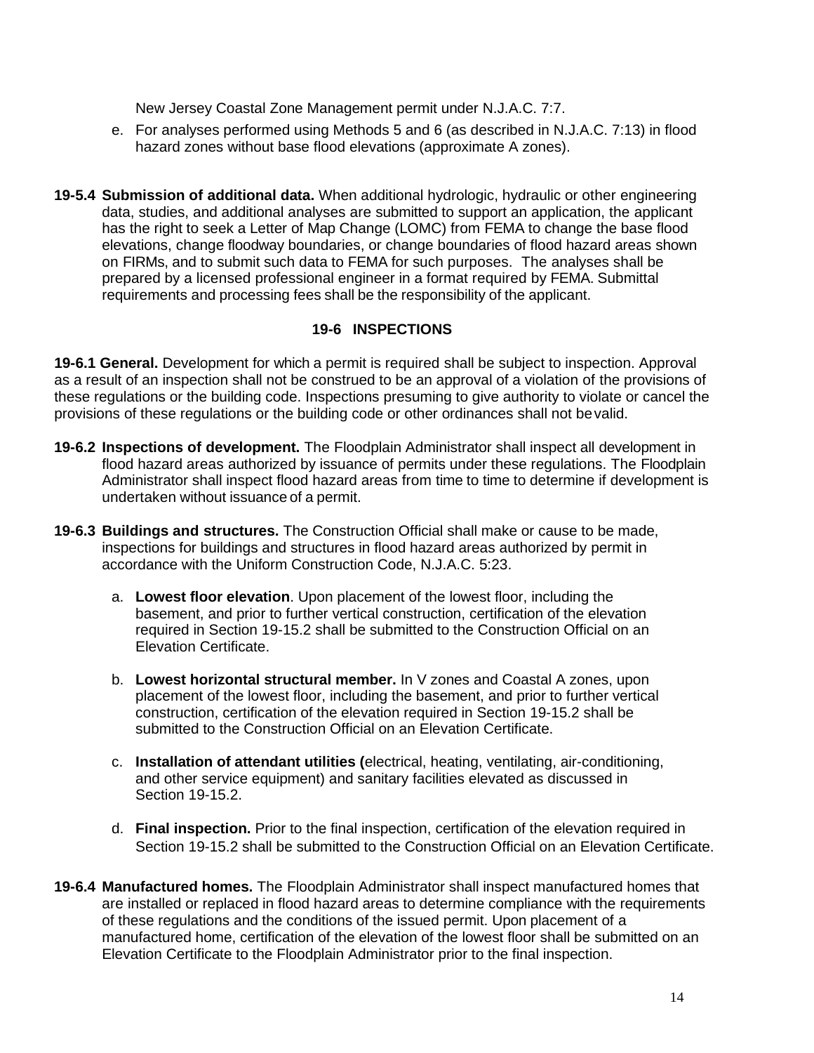New Jersey Coastal Zone Management permit under N.J.A.C. 7:7.

e. For analyses performed using Methods 5 and 6 (as described in N.J.A.C. 7:13) in flood hazard zones without base flood elevations (approximate A zones).

**19-5.4 Submission of additional data.** When additional hydrologic, hydraulic or other engineering data, studies, and additional analyses are submitted to support an application, the applicant has the right to seek a Letter of Map Change (LOMC) from FEMA to change the base flood elevations, change floodway boundaries, or change boundaries of flood hazard areas shown on FIRMs, and to submit such data to FEMA for such purposes. The analyses shall be prepared by a licensed professional engineer in a format required by FEMA. Submittal requirements and processing fees shall be the responsibility of the applicant.

## 19-6 INSPECTIONS

**19-6.1 General.** Development for which a permit is required shall be subject to inspection. Approval as a result of an inspection shall not be construed to be an approval of a violation of the provisions of these regulations or the building code. Inspections presuming to give authority to violate or cancel the provisions of these regulations or the building code or other ordinances shall not be valid.

**19-6.2 Inspections of development.** The Floodplain Administrator shall inspect all development in flood hazard areas authorized by issuance of permits under these regulations. The Floodplain Administrator shall inspect flood hazard areas from time to time to determine if development is undertaken without issuance of a permit.

**19-6.3 Buildings and structures.** The Construction Official shall make or cause to be made, inspections for buildings and structures in flood hazard areas authorized by permit in accordance with the Uniform Construction Code, N.J.A.C. 5:23.

a. **Lowest floor elevation**. Upon placement of the lowest floor, including the basement, and prior to further vertical construction, certification of the elevation required in Section 19-15.2 shall be submitted to the Construction Official on an Elevation Certificate.

b. **Lowest horizontal structural member.** In V zones and Coastal A zones, upon placement of the lowest floor, including the basement, and prior to further vertical construction, certification of the elevation required in Section 19-15.2 shall be submitted to the Construction Official on an Elevation Certificate.

c. **Installation of attendant utilities (**electrical, heating, ventilating, air-conditioning, and other service equipment) and sanitary facilities elevated as discussed in Section 19-15.2.

d. **Final inspection.** Prior to the final inspection, certification of the elevation required in Section 19-15.2 shall be submitted to the Construction Official on an Elevation Certificate.

**19-6.4 Manufactured homes.** The Floodplain Administrator shall inspect manufactured homes that are installed or replaced in flood hazard areas to determine compliance with the requirements of these regulations and the conditions of the issued permit. Upon placement of a manufactured home, certification of the elevation of the lowest floor shall be submitted on an Elevation Certificate to the Floodplain Administrator prior to the final inspection.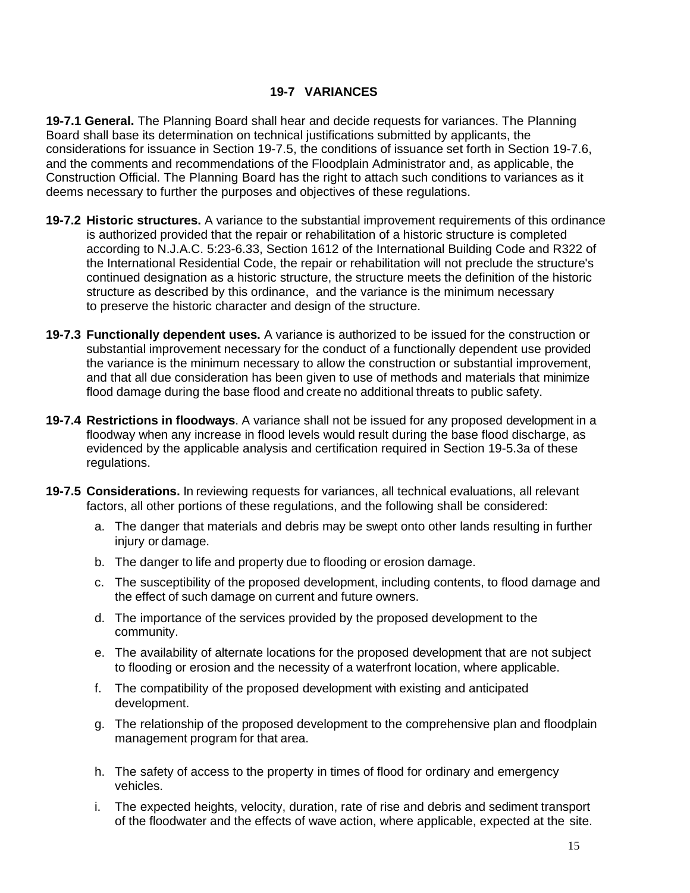## 19-7 VARIANCES

**19-7.1 General.** The Planning Board shall hear and decide requests for variances. The Planning Board shall base its determination on technical justifications submitted by applicants, the considerations for issuance in Section 19-7.5, the conditions of issuance set forth in Section 19-7.6, and the comments and recommendations of the Floodplain Administrator and, as applicable, the Construction Official. The Planning Board has the right to attach such conditions to variances as it deems necessary to further the purposes and objectives of these regulations.

**19-7.2 Historic structures.** A variance to the substantial improvement requirements of this ordinance is authorized provided that the repair or rehabilitation of a historic structure is completed according to N.J.A.C. 5:23-6.33, Section 1612 of the International Building Code and R322 of the International Residential Code, the repair or rehabilitation will not preclude the structure's continued designation as a historic structure, the structure meets the definition of the historic structure as described by this ordinance, and the variance is the minimum necessary to preserve the historic character and design of the structure.

**19-7.3 Functionally dependent uses.** A variance is authorized to be issued for the construction or substantial improvement necessary for the conduct of a functionally dependent use provided the variance is the minimum necessary to allow the construction or substantial improvement, and that all due consideration has been given to use of methods and materials that minimize flood damage during the base flood and create no additional threats to public safety.

**19-7.4 Restrictions in floodways**. A variance shall not be issued for any proposed development in a floodway when any increase in flood levels would result during the base flood discharge, as evidenced by the applicable analysis and certification required in Section 19-5.3a of these regulations.

**19-7.5 Considerations.** In reviewing requests for variances, all technical evaluations, all relevant factors, all other portions of these regulations, and the following shall be considered:

a. The danger that materials and debris may be swept onto other lands resulting in further injury or damage.

b. The danger to life and property due to flooding or erosion damage.

c. The susceptibility of the proposed development, including contents, to flood damage and the effect of such damage on current and future owners.

d. The importance of the services provided by the proposed development to the community.

e. The availability of alternate locations for the proposed development that are not subject to flooding or erosion and the necessity of a waterfront location, where applicable.

f. The compatibility of the proposed development with existing and anticipated development.

g. The relationship of the proposed development to the comprehensive plan and floodplain management program for that area.

h. The safety of access to the property in times of flood for ordinary and emergency vehicles.

i. The expected heights, velocity, duration, rate of rise and debris and sediment transport of the floodwater and the effects of wave action, where applicable, expected at the site.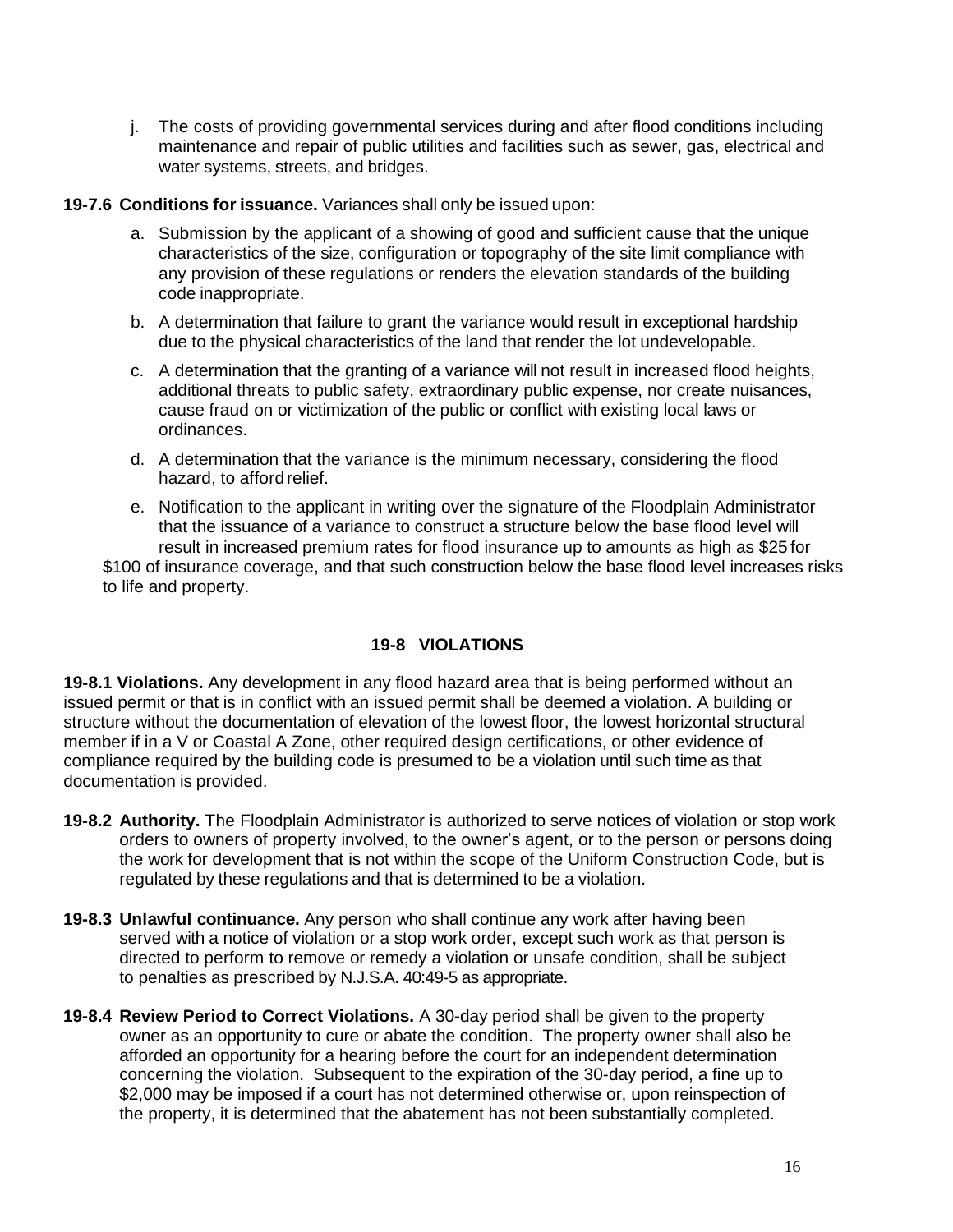j. The costs of providing governmental services during and after flood conditions including maintenance and repair of public utilities and facilities such as sewer, gas, electrical and water systems, streets, and bridges.

**19-7.6 Conditions for issuance.** Variances shall only be issued upon:

a. Submission by the applicant of a showing of good and sufficient cause that the unique characteristics of the size, configuration or topography of the site limit compliance with any provision of these regulations or renders the elevation standards of the building code inappropriate.

b. A determination that failure to grant the variance would result in exceptional hardship due to the physical characteristics of the land that render the lot undevelopable.

c. A determination that the granting of a variance will not result in increased flood heights, additional threats to public safety, extraordinary public expense, nor create nuisances, cause fraud on or victimization of the public or conflict with existing local laws or ordinances.

d. A determination that the variance is the minimum necessary, considering the flood hazard, to afford relief.

e. Notification to the applicant in writing over the signature of the Floodplain Administrator that the issuance of a variance to construct a structure below the base flood level will result in increased premium rates for flood insurance up to amounts as high as $25 for $100 of insurance coverage, and that such construction below the base flood level increases risks to life and property.

## 19-8 VIOLATIONS

**19-8.1 Violations.** Any development in any flood hazard area that is being performed without an issued permit or that is in conflict with an issued permit shall be deemed a violation. A building or structure without the documentation of elevation of the lowest floor, the lowest horizontal structural member if in a V or Coastal A Zone, other required design certifications, or other evidence of compliance required by the building code is presumed to be a violation until such time as that documentation is provided.

**19-8.2 Authority.** The Floodplain Administrator is authorized to serve notices of violation or stop work orders to owners of property involved, to the owner's agent, or to the person or persons doing the work for development that is not within the scope of the Uniform Construction Code, but is regulated by these regulations and that is determined to be a violation.

**19-8.3 Unlawful continuance.** Any person who shall continue any work after having been served with a notice of violation or a stop work order, except such work as that person is directed to perform to remove or remedy a violation or unsafe condition, shall be subject to penalties as prescribed by N.J.S.A. 40:49-5 as appropriate.

**19-8.4 Review Period to Correct Violations.** A 30-day period shall be given to the property owner as an opportunity to cure or abate the condition. The property owner shall also be afforded an opportunity for a hearing before the court for an independent determination concerning the violation. Subsequent to the expiration of the 30-day period, a fine up to $2,000 may be imposed if a court has not determined otherwise or, upon reinspection of the property, it is determined that the abatement has not been substantially completed.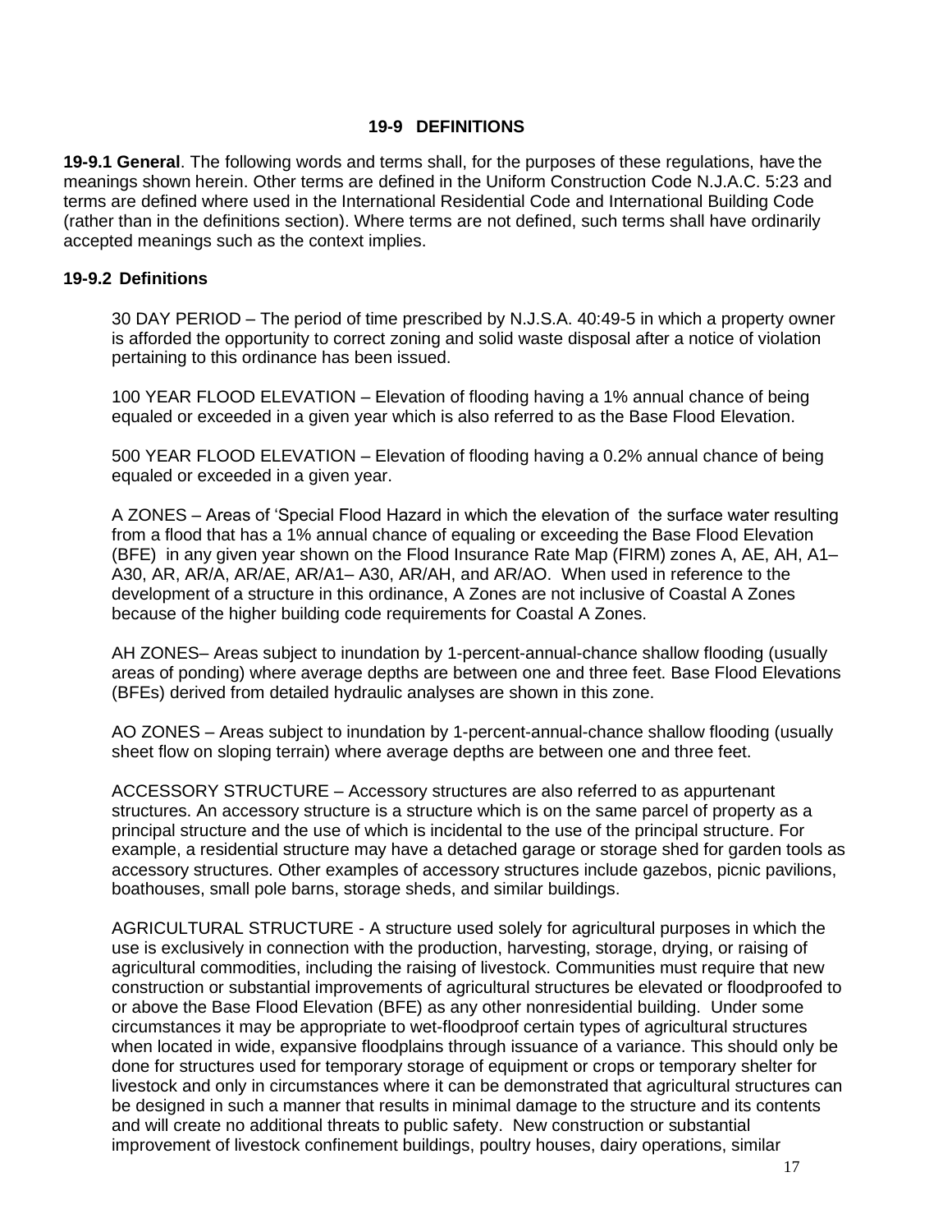## 19-9 DEFINITIONS

**19-9.1 General**. The following words and terms shall, for the purposes of these regulations, have the meanings shown herein. Other terms are defined in the Uniform Construction Code N.J.A.C. 5:23 and terms are defined where used in the International Residential Code and International Building Code (rather than in the definitions section). Where terms are not defined, such terms shall have ordinarily accepted meanings such as the context implies.

**19-9.2 Definitions**

30 DAY PERIOD – The period of time prescribed by N.J.S.A. 40:49-5 in which a property owner is afforded the opportunity to correct zoning and solid waste disposal after a notice of violation pertaining to this ordinance has been issued.

100 YEAR FLOOD ELEVATION – Elevation of flooding having a 1% annual chance of being equaled or exceeded in a given year which is also referred to as the Base Flood Elevation.

500 YEAR FLOOD ELEVATION – Elevation of flooding having a 0.2% annual chance of being equaled or exceeded in a given year.

A ZONES – Areas of 'Special Flood Hazard in which the elevation of the surface water resulting from a flood that has a 1% annual chance of equaling or exceeding the Base Flood Elevation (BFE) in any given year shown on the Flood Insurance Rate Map (FIRM) zones A, AE, AH, A1–A30, AR, AR/A, AR/AE, AR/A1– A30, AR/AH, and AR/AO. When used in reference to the development of a structure in this ordinance, A Zones are not inclusive of Coastal A Zones because of the higher building code requirements for Coastal A Zones.

AH ZONES– Areas subject to inundation by 1-percent-annual-chance shallow flooding (usually areas of ponding) where average depths are between one and three feet. Base Flood Elevations (BFEs) derived from detailed hydraulic analyses are shown in this zone.

AO ZONES – Areas subject to inundation by 1-percent-annual-chance shallow flooding (usually sheet flow on sloping terrain) where average depths are between one and three feet.

ACCESSORY STRUCTURE – Accessory structures are also referred to as appurtenant structures. An accessory structure is a structure which is on the same parcel of property as a principal structure and the use of which is incidental to the use of the principal structure. For example, a residential structure may have a detached garage or storage shed for garden tools as accessory structures. Other examples of accessory structures include gazebos, picnic pavilions, boathouses, small pole barns, storage sheds, and similar buildings.

AGRICULTURAL STRUCTURE - A structure used solely for agricultural purposes in which the use is exclusively in connection with the production, harvesting, storage, drying, or raising of agricultural commodities, including the raising of livestock. Communities must require that new construction or substantial improvements of agricultural structures be elevated or floodproofed to or above the Base Flood Elevation (BFE) as any other nonresidential building. Under some circumstances it may be appropriate to wet-floodproof certain types of agricultural structures when located in wide, expansive floodplains through issuance of a variance. This should only be done for structures used for temporary storage of equipment or crops or temporary shelter for livestock and only in circumstances where it can be demonstrated that agricultural structures can be designed in such a manner that results in minimal damage to the structure and its contents and will create no additional threats to public safety. New construction or substantial improvement of livestock confinement buildings, poultry houses, dairy operations, similar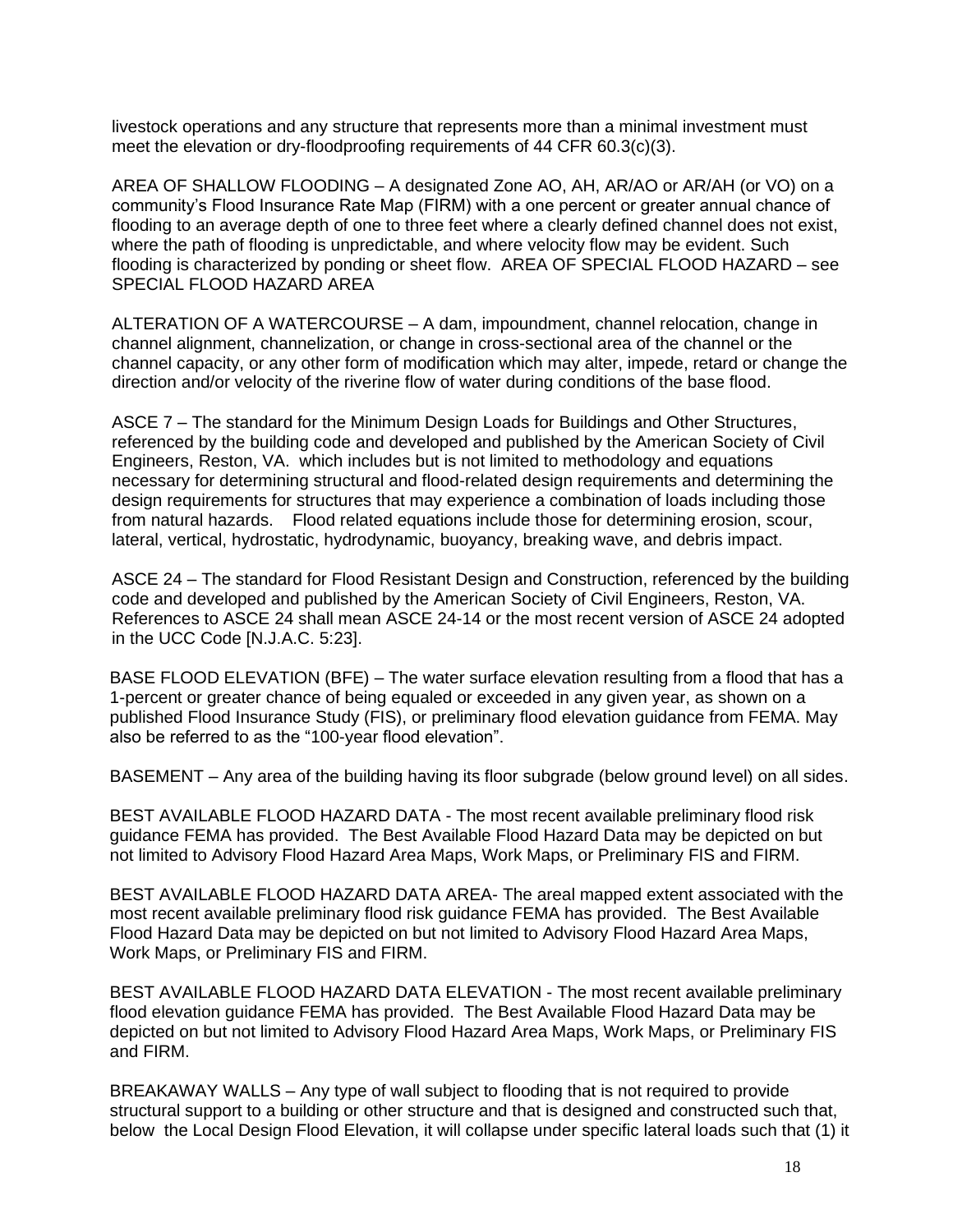livestock operations and any structure that represents more than a minimal investment must meet the elevation or dry-floodproofing requirements of 44 CFR 60.3(c)(3).

AREA OF SHALLOW FLOODING – A designated Zone AO, AH, AR/AO or AR/AH (or VO) on a community's Flood Insurance Rate Map (FIRM) with a one percent or greater annual chance of flooding to an average depth of one to three feet where a clearly defined channel does not exist, where the path of flooding is unpredictable, and where velocity flow may be evident. Such flooding is characterized by ponding or sheet flow. AREA OF SPECIAL FLOOD HAZARD – see SPECIAL FLOOD HAZARD AREA

ALTERATION OF A WATERCOURSE – A dam, impoundment, channel relocation, change in channel alignment, channelization, or change in cross-sectional area of the channel or the channel capacity, or any other form of modification which may alter, impede, retard or change the direction and/or velocity of the riverine flow of water during conditions of the base flood.

ASCE 7 – The standard for the Minimum Design Loads for Buildings and Other Structures, referenced by the building code and developed and published by the American Society of Civil Engineers, Reston, VA. which includes but is not limited to methodology and equations necessary for determining structural and flood-related design requirements and determining the design requirements for structures that may experience a combination of loads including those from natural hazards. Flood related equations include those for determining erosion, scour, lateral, vertical, hydrostatic, hydrodynamic, buoyancy, breaking wave, and debris impact.

ASCE 24 – The standard for Flood Resistant Design and Construction, referenced by the building code and developed and published by the American Society of Civil Engineers, Reston, VA. References to ASCE 24 shall mean ASCE 24-14 or the most recent version of ASCE 24 adopted in the UCC Code [N.J.A.C. 5:23].

BASE FLOOD ELEVATION (BFE) – The water surface elevation resulting from a flood that has a 1-percent or greater chance of being equaled or exceeded in any given year, as shown on a published Flood Insurance Study (FIS), or preliminary flood elevation guidance from FEMA. May also be referred to as the "100-year flood elevation".

BASEMENT – Any area of the building having its floor subgrade (below ground level) on all sides.

BEST AVAILABLE FLOOD HAZARD DATA - The most recent available preliminary flood risk guidance FEMA has provided. The Best Available Flood Hazard Data may be depicted on but not limited to Advisory Flood Hazard Area Maps, Work Maps, or Preliminary FIS and FIRM.

BEST AVAILABLE FLOOD HAZARD DATA AREA- The areal mapped extent associated with the most recent available preliminary flood risk guidance FEMA has provided. The Best Available Flood Hazard Data may be depicted on but not limited to Advisory Flood Hazard Area Maps, Work Maps, or Preliminary FIS and FIRM.

BEST AVAILABLE FLOOD HAZARD DATA ELEVATION - The most recent available preliminary flood elevation guidance FEMA has provided. The Best Available Flood Hazard Data may be depicted on but not limited to Advisory Flood Hazard Area Maps, Work Maps, or Preliminary FIS and FIRM.

BREAKAWAY WALLS – Any type of wall subject to flooding that is not required to provide structural support to a building or other structure and that is designed and constructed such that, below the Local Design Flood Elevation, it will collapse under specific lateral loads such that (1) it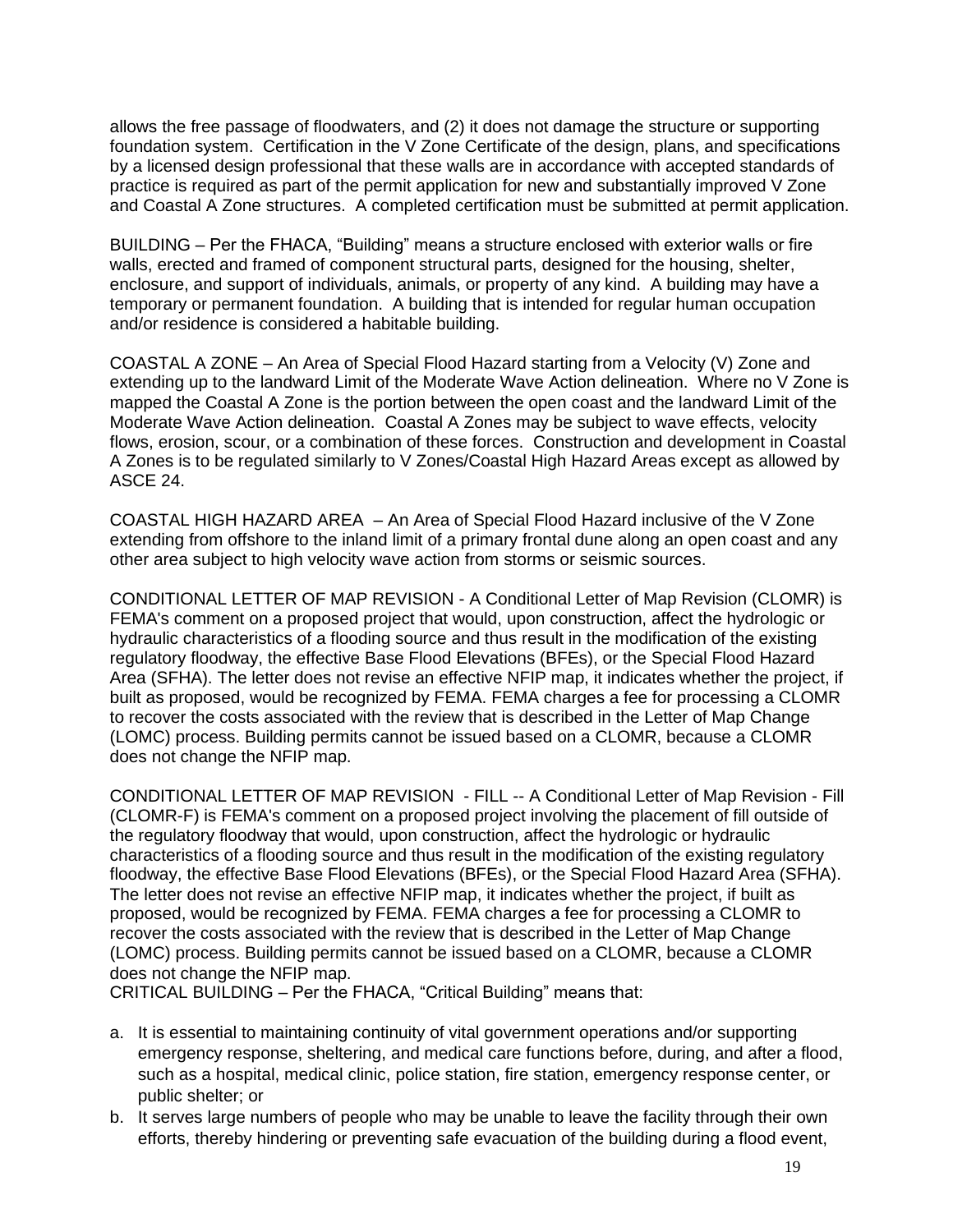allows the free passage of floodwaters, and (2) it does not damage the structure or supporting foundation system. Certification in the V Zone Certificate of the design, plans, and specifications by a licensed design professional that these walls are in accordance with accepted standards of practice is required as part of the permit application for new and substantially improved V Zone and Coastal A Zone structures. A completed certification must be submitted at permit application.

BUILDING – Per the FHACA, "Building" means a structure enclosed with exterior walls or fire walls, erected and framed of component structural parts, designed for the housing, shelter, enclosure, and support of individuals, animals, or property of any kind. A building may have a temporary or permanent foundation. A building that is intended for regular human occupation and/or residence is considered a habitable building.

COASTAL A ZONE – An Area of Special Flood Hazard starting from a Velocity (V) Zone and extending up to the landward Limit of the Moderate Wave Action delineation. Where no V Zone is mapped the Coastal A Zone is the portion between the open coast and the landward Limit of the Moderate Wave Action delineation. Coastal A Zones may be subject to wave effects, velocity flows, erosion, scour, or a combination of these forces. Construction and development in Coastal A Zones is to be regulated similarly to V Zones/Coastal High Hazard Areas except as allowed by ASCE 24.

COASTAL HIGH HAZARD AREA – An Area of Special Flood Hazard inclusive of the V Zone extending from offshore to the inland limit of a primary frontal dune along an open coast and any other area subject to high velocity wave action from storms or seismic sources.

CONDITIONAL LETTER OF MAP REVISION - A Conditional Letter of Map Revision (CLOMR) is FEMA's comment on a proposed project that would, upon construction, affect the hydrologic or hydraulic characteristics of a flooding source and thus result in the modification of the existing regulatory floodway, the effective Base Flood Elevations (BFEs), or the Special Flood Hazard Area (SFHA). The letter does not revise an effective NFIP map, it indicates whether the project, if built as proposed, would be recognized by FEMA. FEMA charges a fee for processing a CLOMR to recover the costs associated with the review that is described in the Letter of Map Change (LOMC) process. Building permits cannot be issued based on a CLOMR, because a CLOMR does not change the NFIP map.

CONDITIONAL LETTER OF MAP REVISION - FILL -- A Conditional Letter of Map Revision - Fill (CLOMR-F) is FEMA's comment on a proposed project involving the placement of fill outside of the regulatory floodway that would, upon construction, affect the hydrologic or hydraulic characteristics of a flooding source and thus result in the modification of the existing regulatory floodway, the effective Base Flood Elevations (BFEs), or the Special Flood Hazard Area (SFHA). The letter does not revise an effective NFIP map, it indicates whether the project, if built as proposed, would be recognized by FEMA. FEMA charges a fee for processing a CLOMR to recover the costs associated with the review that is described in the Letter of Map Change (LOMC) process. Building permits cannot be issued based on a CLOMR, because a CLOMR does not change the NFIP map.

CRITICAL BUILDING – Per the FHACA, "Critical Building" means that:

a. It is essential to maintaining continuity of vital government operations and/or supporting emergency response, sheltering, and medical care functions before, during, and after a flood, such as a hospital, medical clinic, police station, fire station, emergency response center, or public shelter; or
b. It serves large numbers of people who may be unable to leave the facility through their own efforts, thereby hindering or preventing safe evacuation of the building during a flood event,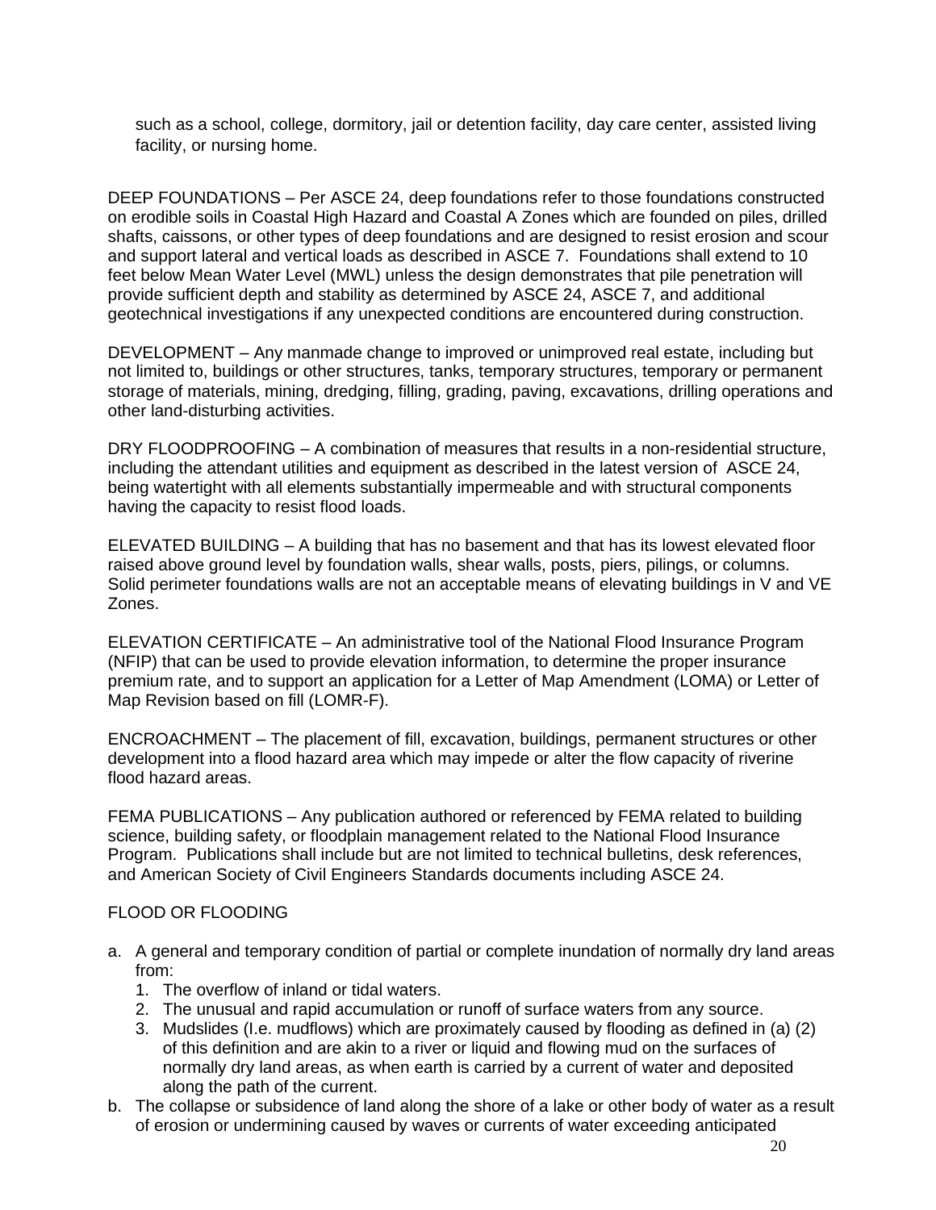such as a school, college, dormitory, jail or detention facility, day care center, assisted living facility, or nursing home.

DEEP FOUNDATIONS – Per ASCE 24, deep foundations refer to those foundations constructed on erodible soils in Coastal High Hazard and Coastal A Zones which are founded on piles, drilled shafts, caissons, or other types of deep foundations and are designed to resist erosion and scour and support lateral and vertical loads as described in ASCE 7. Foundations shall extend to 10 feet below Mean Water Level (MWL) unless the design demonstrates that pile penetration will provide sufficient depth and stability as determined by ASCE 24, ASCE 7, and additional geotechnical investigations if any unexpected conditions are encountered during construction.

DEVELOPMENT – Any manmade change to improved or unimproved real estate, including but not limited to, buildings or other structures, tanks, temporary structures, temporary or permanent storage of materials, mining, dredging, filling, grading, paving, excavations, drilling operations and other land-disturbing activities.

DRY FLOODPROOFING – A combination of measures that results in a non-residential structure, including the attendant utilities and equipment as described in the latest version of ASCE 24, being watertight with all elements substantially impermeable and with structural components having the capacity to resist flood loads.

ELEVATED BUILDING – A building that has no basement and that has its lowest elevated floor raised above ground level by foundation walls, shear walls, posts, piers, pilings, or columns. Solid perimeter foundations walls are not an acceptable means of elevating buildings in V and VE Zones.

ELEVATION CERTIFICATE – An administrative tool of the National Flood Insurance Program (NFIP) that can be used to provide elevation information, to determine the proper insurance premium rate, and to support an application for a Letter of Map Amendment (LOMA) or Letter of Map Revision based on fill (LOMR-F).

ENCROACHMENT – The placement of fill, excavation, buildings, permanent structures or other development into a flood hazard area which may impede or alter the flow capacity of riverine flood hazard areas.

FEMA PUBLICATIONS – Any publication authored or referenced by FEMA related to building science, building safety, or floodplain management related to the National Flood Insurance Program. Publications shall include but are not limited to technical bulletins, desk references, and American Society of Civil Engineers Standards documents including ASCE 24.

FLOOD OR FLOODING

a. A general and temporary condition of partial or complete inundation of normally dry land areas from:
   1. The overflow of inland or tidal waters.
   2. The unusual and rapid accumulation or runoff of surface waters from any source.
   3. Mudslides (I.e. mudflows) which are proximately caused by flooding as defined in (a) (2) of this definition and are akin to a river or liquid and flowing mud on the surfaces of normally dry land areas, as when earth is carried by a current of water and deposited along the path of the current.
b. The collapse or subsidence of land along the shore of a lake or other body of water as a result of erosion or undermining caused by waves or currents of water exceeding anticipated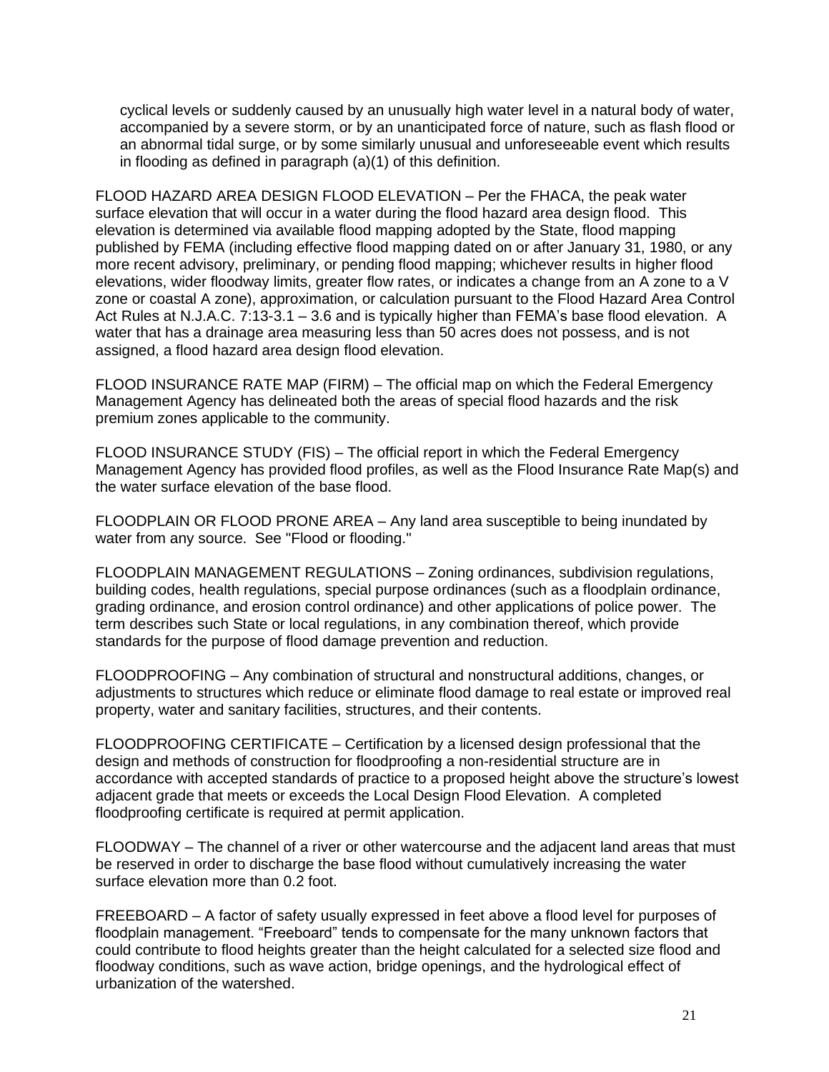cyclical levels or suddenly caused by an unusually high water level in a natural body of water, accompanied by a severe storm, or by an unanticipated force of nature, such as flash flood or an abnormal tidal surge, or by some similarly unusual and unforeseeable event which results in flooding as defined in paragraph (a)(1) of this definition.

FLOOD HAZARD AREA DESIGN FLOOD ELEVATION – Per the FHACA, the peak water surface elevation that will occur in a water during the flood hazard area design flood. This elevation is determined via available flood mapping adopted by the State, flood mapping published by FEMA (including effective flood mapping dated on or after January 31, 1980, or any more recent advisory, preliminary, or pending flood mapping; whichever results in higher flood elevations, wider floodway limits, greater flow rates, or indicates a change from an A zone to a V zone or coastal A zone), approximation, or calculation pursuant to the Flood Hazard Area Control Act Rules at N.J.A.C. 7:13-3.1 – 3.6 and is typically higher than FEMA's base flood elevation. A water that has a drainage area measuring less than 50 acres does not possess, and is not assigned, a flood hazard area design flood elevation.

FLOOD INSURANCE RATE MAP (FIRM) – The official map on which the Federal Emergency Management Agency has delineated both the areas of special flood hazards and the risk premium zones applicable to the community.

FLOOD INSURANCE STUDY (FIS) – The official report in which the Federal Emergency Management Agency has provided flood profiles, as well as the Flood Insurance Rate Map(s) and the water surface elevation of the base flood.

FLOODPLAIN OR FLOOD PRONE AREA – Any land area susceptible to being inundated by water from any source. See "Flood or flooding."

FLOODPLAIN MANAGEMENT REGULATIONS – Zoning ordinances, subdivision regulations, building codes, health regulations, special purpose ordinances (such as a floodplain ordinance, grading ordinance, and erosion control ordinance) and other applications of police power. The term describes such State or local regulations, in any combination thereof, which provide standards for the purpose of flood damage prevention and reduction.

FLOODPROOFING – Any combination of structural and nonstructural additions, changes, or adjustments to structures which reduce or eliminate flood damage to real estate or improved real property, water and sanitary facilities, structures, and their contents.

FLOODPROOFING CERTIFICATE – Certification by a licensed design professional that the design and methods of construction for floodproofing a non-residential structure are in accordance with accepted standards of practice to a proposed height above the structure's lowest adjacent grade that meets or exceeds the Local Design Flood Elevation. A completed floodproofing certificate is required at permit application.

FLOODWAY – The channel of a river or other watercourse and the adjacent land areas that must be reserved in order to discharge the base flood without cumulatively increasing the water surface elevation more than 0.2 foot.

FREEBOARD – A factor of safety usually expressed in feet above a flood level for purposes of floodplain management. "Freeboard" tends to compensate for the many unknown factors that could contribute to flood heights greater than the height calculated for a selected size flood and floodway conditions, such as wave action, bridge openings, and the hydrological effect of urbanization of the watershed.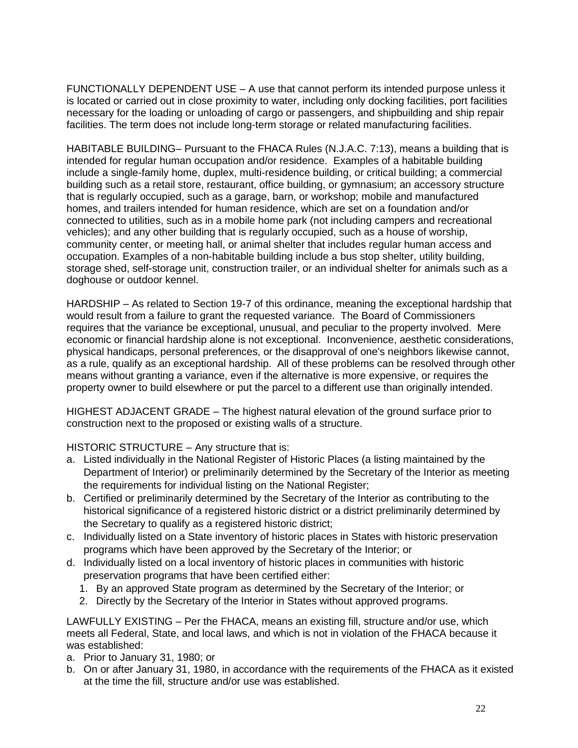FUNCTIONALLY DEPENDENT USE – A use that cannot perform its intended purpose unless it is located or carried out in close proximity to water, including only docking facilities, port facilities necessary for the loading or unloading of cargo or passengers, and shipbuilding and ship repair facilities. The term does not include long-term storage or related manufacturing facilities.

HABITABLE BUILDING– Pursuant to the FHACA Rules (N.J.A.C. 7:13), means a building that is intended for regular human occupation and/or residence. Examples of a habitable building include a single-family home, duplex, multi-residence building, or critical building; a commercial building such as a retail store, restaurant, office building, or gymnasium; an accessory structure that is regularly occupied, such as a garage, barn, or workshop; mobile and manufactured homes, and trailers intended for human residence, which are set on a foundation and/or connected to utilities, such as in a mobile home park (not including campers and recreational vehicles); and any other building that is regularly occupied, such as a house of worship, community center, or meeting hall, or animal shelter that includes regular human access and occupation. Examples of a non-habitable building include a bus stop shelter, utility building, storage shed, self-storage unit, construction trailer, or an individual shelter for animals such as a doghouse or outdoor kennel.

HARDSHIP – As related to Section 19-7 of this ordinance, meaning the exceptional hardship that would result from a failure to grant the requested variance. The Board of Commissioners requires that the variance be exceptional, unusual, and peculiar to the property involved. Mere economic or financial hardship alone is not exceptional. Inconvenience, aesthetic considerations, physical handicaps, personal preferences, or the disapproval of one's neighbors likewise cannot, as a rule, qualify as an exceptional hardship. All of these problems can be resolved through other means without granting a variance, even if the alternative is more expensive, or requires the property owner to build elsewhere or put the parcel to a different use than originally intended.

HIGHEST ADJACENT GRADE – The highest natural elevation of the ground surface prior to construction next to the proposed or existing walls of a structure.

HISTORIC STRUCTURE – Any structure that is:

a. Listed individually in the National Register of Historic Places (a listing maintained by the Department of Interior) or preliminarily determined by the Secretary of the Interior as meeting the requirements for individual listing on the National Register;
b. Certified or preliminarily determined by the Secretary of the Interior as contributing to the historical significance of a registered historic district or a district preliminarily determined by the Secretary to qualify as a registered historic district;
c. Individually listed on a State inventory of historic places in States with historic preservation programs which have been approved by the Secretary of the Interior; or
d. Individually listed on a local inventory of historic places in communities with historic preservation programs that have been certified either:
   1. By an approved State program as determined by the Secretary of the Interior; or
   2. Directly by the Secretary of the Interior in States without approved programs.

LAWFULLY EXISTING – Per the FHACA, means an existing fill, structure and/or use, which meets all Federal, State, and local laws, and which is not in violation of the FHACA because it was established:

a. Prior to January 31, 1980; or
b. On or after January 31, 1980, in accordance with the requirements of the FHACA as it existed at the time the fill, structure and/or use was established.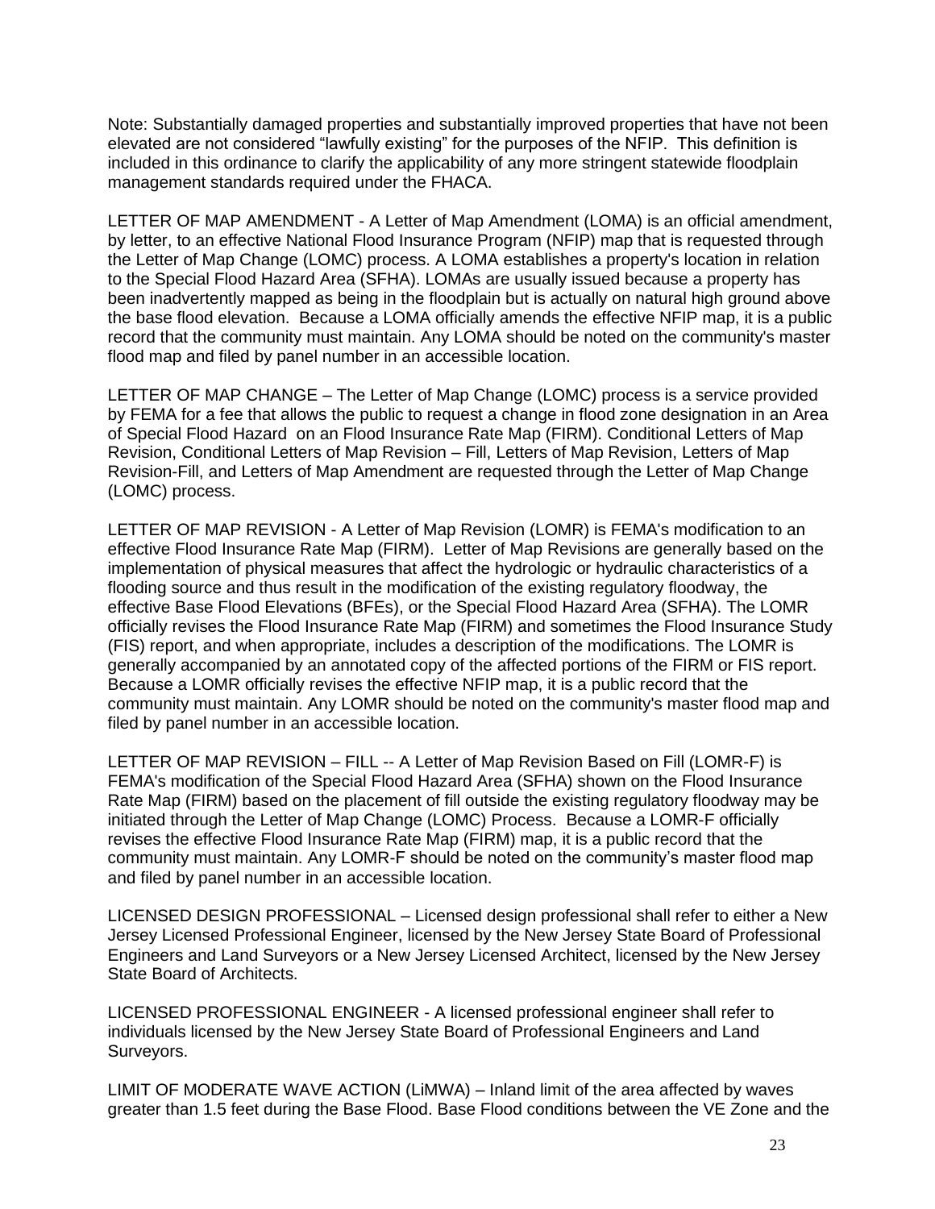Note: Substantially damaged properties and substantially improved properties that have not been elevated are not considered "lawfully existing" for the purposes of the NFIP. This definition is included in this ordinance to clarify the applicability of any more stringent statewide floodplain management standards required under the FHACA.

LETTER OF MAP AMENDMENT - A Letter of Map Amendment (LOMA) is an official amendment, by letter, to an effective National Flood Insurance Program (NFIP) map that is requested through the Letter of Map Change (LOMC) process. A LOMA establishes a property's location in relation to the Special Flood Hazard Area (SFHA). LOMAs are usually issued because a property has been inadvertently mapped as being in the floodplain but is actually on natural high ground above the base flood elevation. Because a LOMA officially amends the effective NFIP map, it is a public record that the community must maintain. Any LOMA should be noted on the community's master flood map and filed by panel number in an accessible location.

LETTER OF MAP CHANGE – The Letter of Map Change (LOMC) process is a service provided by FEMA for a fee that allows the public to request a change in flood zone designation in an Area of Special Flood Hazard on an Flood Insurance Rate Map (FIRM). Conditional Letters of Map Revision, Conditional Letters of Map Revision – Fill, Letters of Map Revision, Letters of Map Revision-Fill, and Letters of Map Amendment are requested through the Letter of Map Change (LOMC) process.

LETTER OF MAP REVISION - A Letter of Map Revision (LOMR) is FEMA's modification to an effective Flood Insurance Rate Map (FIRM). Letter of Map Revisions are generally based on the implementation of physical measures that affect the hydrologic or hydraulic characteristics of a flooding source and thus result in the modification of the existing regulatory floodway, the effective Base Flood Elevations (BFEs), or the Special Flood Hazard Area (SFHA). The LOMR officially revises the Flood Insurance Rate Map (FIRM) and sometimes the Flood Insurance Study (FIS) report, and when appropriate, includes a description of the modifications. The LOMR is generally accompanied by an annotated copy of the affected portions of the FIRM or FIS report. Because a LOMR officially revises the effective NFIP map, it is a public record that the community must maintain. Any LOMR should be noted on the community's master flood map and filed by panel number in an accessible location.

LETTER OF MAP REVISION – FILL -- A Letter of Map Revision Based on Fill (LOMR-F) is FEMA's modification of the Special Flood Hazard Area (SFHA) shown on the Flood Insurance Rate Map (FIRM) based on the placement of fill outside the existing regulatory floodway may be initiated through the Letter of Map Change (LOMC) Process. Because a LOMR-F officially revises the effective Flood Insurance Rate Map (FIRM) map, it is a public record that the community must maintain. Any LOMR-F should be noted on the community's master flood map and filed by panel number in an accessible location.

LICENSED DESIGN PROFESSIONAL – Licensed design professional shall refer to either a New Jersey Licensed Professional Engineer, licensed by the New Jersey State Board of Professional Engineers and Land Surveyors or a New Jersey Licensed Architect, licensed by the New Jersey State Board of Architects.

LICENSED PROFESSIONAL ENGINEER - A licensed professional engineer shall refer to individuals licensed by the New Jersey State Board of Professional Engineers and Land Surveyors.

LIMIT OF MODERATE WAVE ACTION (LiMWA) – Inland limit of the area affected by waves greater than 1.5 feet during the Base Flood. Base Flood conditions between the VE Zone and the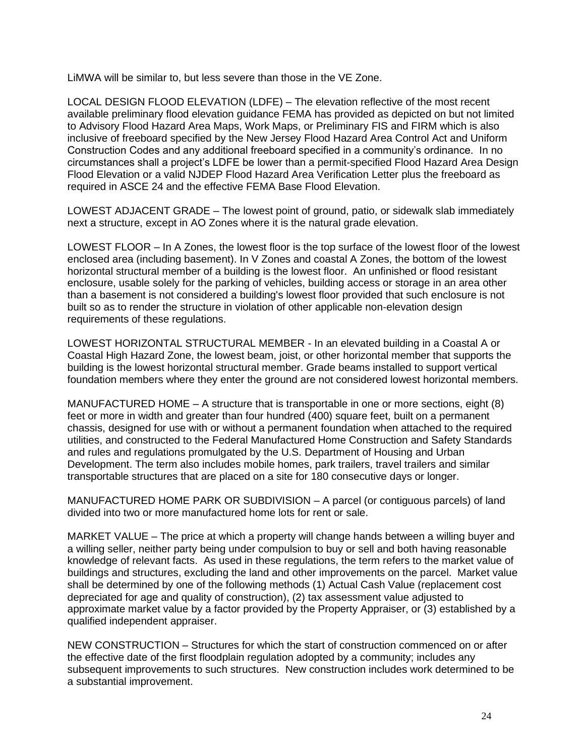LiMWA will be similar to, but less severe than those in the VE Zone.

LOCAL DESIGN FLOOD ELEVATION (LDFE) – The elevation reflective of the most recent available preliminary flood elevation guidance FEMA has provided as depicted on but not limited to Advisory Flood Hazard Area Maps, Work Maps, or Preliminary FIS and FIRM which is also inclusive of freeboard specified by the New Jersey Flood Hazard Area Control Act and Uniform Construction Codes and any additional freeboard specified in a community's ordinance. In no circumstances shall a project's LDFE be lower than a permit-specified Flood Hazard Area Design Flood Elevation or a valid NJDEP Flood Hazard Area Verification Letter plus the freeboard as required in ASCE 24 and the effective FEMA Base Flood Elevation.

LOWEST ADJACENT GRADE – The lowest point of ground, patio, or sidewalk slab immediately next a structure, except in AO Zones where it is the natural grade elevation.

LOWEST FLOOR – In A Zones, the lowest floor is the top surface of the lowest floor of the lowest enclosed area (including basement). In V Zones and coastal A Zones, the bottom of the lowest horizontal structural member of a building is the lowest floor. An unfinished or flood resistant enclosure, usable solely for the parking of vehicles, building access or storage in an area other than a basement is not considered a building's lowest floor provided that such enclosure is not built so as to render the structure in violation of other applicable non-elevation design requirements of these regulations.

LOWEST HORIZONTAL STRUCTURAL MEMBER - In an elevated building in a Coastal A or Coastal High Hazard Zone, the lowest beam, joist, or other horizontal member that supports the building is the lowest horizontal structural member. Grade beams installed to support vertical foundation members where they enter the ground are not considered lowest horizontal members.

MANUFACTURED HOME – A structure that is transportable in one or more sections, eight (8) feet or more in width and greater than four hundred (400) square feet, built on a permanent chassis, designed for use with or without a permanent foundation when attached to the required utilities, and constructed to the Federal Manufactured Home Construction and Safety Standards and rules and regulations promulgated by the U.S. Department of Housing and Urban Development. The term also includes mobile homes, park trailers, travel trailers and similar transportable structures that are placed on a site for 180 consecutive days or longer.

MANUFACTURED HOME PARK OR SUBDIVISION – A parcel (or contiguous parcels) of land divided into two or more manufactured home lots for rent or sale.

MARKET VALUE – The price at which a property will change hands between a willing buyer and a willing seller, neither party being under compulsion to buy or sell and both having reasonable knowledge of relevant facts. As used in these regulations, the term refers to the market value of buildings and structures, excluding the land and other improvements on the parcel. Market value shall be determined by one of the following methods (1) Actual Cash Value (replacement cost depreciated for age and quality of construction), (2) tax assessment value adjusted to approximate market value by a factor provided by the Property Appraiser, or (3) established by a qualified independent appraiser.

NEW CONSTRUCTION – Structures for which the start of construction commenced on or after the effective date of the first floodplain regulation adopted by a community; includes any subsequent improvements to such structures. New construction includes work determined to be a substantial improvement.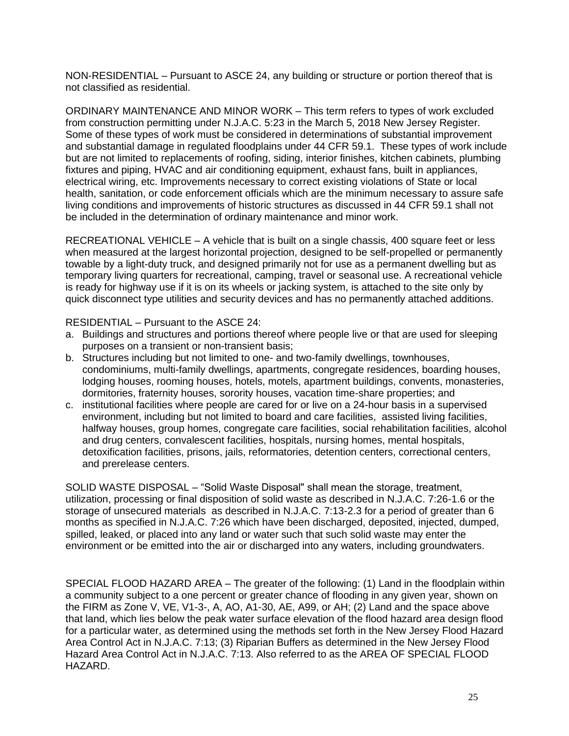NON-RESIDENTIAL – Pursuant to ASCE 24, any building or structure or portion thereof that is not classified as residential.

ORDINARY MAINTENANCE AND MINOR WORK – This term refers to types of work excluded from construction permitting under N.J.A.C. 5:23 in the March 5, 2018 New Jersey Register. Some of these types of work must be considered in determinations of substantial improvement and substantial damage in regulated floodplains under 44 CFR 59.1. These types of work include but are not limited to replacements of roofing, siding, interior finishes, kitchen cabinets, plumbing fixtures and piping, HVAC and air conditioning equipment, exhaust fans, built in appliances, electrical wiring, etc. Improvements necessary to correct existing violations of State or local health, sanitation, or code enforcement officials which are the minimum necessary to assure safe living conditions and improvements of historic structures as discussed in 44 CFR 59.1 shall not be included in the determination of ordinary maintenance and minor work.

RECREATIONAL VEHICLE – A vehicle that is built on a single chassis, 400 square feet or less when measured at the largest horizontal projection, designed to be self-propelled or permanently towable by a light-duty truck, and designed primarily not for use as a permanent dwelling but as temporary living quarters for recreational, camping, travel or seasonal use. A recreational vehicle is ready for highway use if it is on its wheels or jacking system, is attached to the site only by quick disconnect type utilities and security devices and has no permanently attached additions.

RESIDENTIAL – Pursuant to the ASCE 24:

a. Buildings and structures and portions thereof where people live or that are used for sleeping purposes on a transient or non-transient basis;
b. Structures including but not limited to one- and two-family dwellings, townhouses, condominiums, multi-family dwellings, apartments, congregate residences, boarding houses, lodging houses, rooming houses, hotels, motels, apartment buildings, convents, monasteries, dormitories, fraternity houses, sorority houses, vacation time-share properties; and
c. institutional facilities where people are cared for or live on a 24-hour basis in a supervised environment, including but not limited to board and care facilities, assisted living facilities, halfway houses, group homes, congregate care facilities, social rehabilitation facilities, alcohol and drug centers, convalescent facilities, hospitals, nursing homes, mental hospitals, detoxification facilities, prisons, jails, reformatories, detention centers, correctional centers, and prerelease centers.

SOLID WASTE DISPOSAL – "Solid Waste Disposal" shall mean the storage, treatment, utilization, processing or final disposition of solid waste as described in N.J.A.C. 7:26-1.6 or the storage of unsecured materials as described in N.J.A.C. 7:13-2.3 for a period of greater than 6 months as specified in N.J.A.C. 7:26 which have been discharged, deposited, injected, dumped, spilled, leaked, or placed into any land or water such that such solid waste may enter the environment or be emitted into the air or discharged into any waters, including groundwaters.

SPECIAL FLOOD HAZARD AREA – The greater of the following: (1) Land in the floodplain within a community subject to a one percent or greater chance of flooding in any given year, shown on the FIRM as Zone V, VE, V1-3-, A, AO, A1-30, AE, A99, or AH; (2) Land and the space above that land, which lies below the peak water surface elevation of the flood hazard area design flood for a particular water, as determined using the methods set forth in the New Jersey Flood Hazard Area Control Act in N.J.A.C. 7:13; (3) Riparian Buffers as determined in the New Jersey Flood Hazard Area Control Act in N.J.A.C. 7:13. Also referred to as the AREA OF SPECIAL FLOOD HAZARD.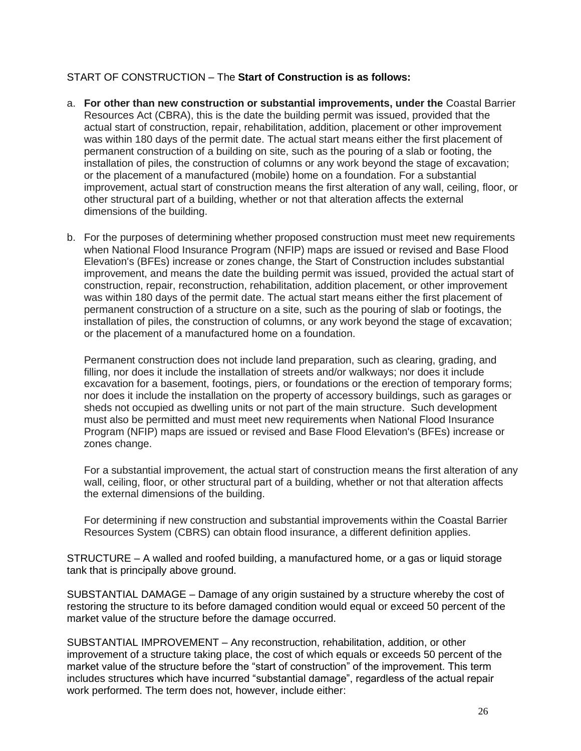START OF CONSTRUCTION – The **Start of Construction is as follows:**

a. **For other than new construction or substantial improvements, under the** Coastal Barrier Resources Act (CBRA), this is the date the building permit was issued, provided that the actual start of construction, repair, rehabilitation, addition, placement or other improvement was within 180 days of the permit date. The actual start means either the first placement of permanent construction of a building on site, such as the pouring of a slab or footing, the installation of piles, the construction of columns or any work beyond the stage of excavation; or the placement of a manufactured (mobile) home on a foundation. For a substantial improvement, actual start of construction means the first alteration of any wall, ceiling, floor, or other structural part of a building, whether or not that alteration affects the external dimensions of the building.

b. For the purposes of determining whether proposed construction must meet new requirements when National Flood Insurance Program (NFIP) maps are issued or revised and Base Flood Elevation's (BFEs) increase or zones change, the Start of Construction includes substantial improvement, and means the date the building permit was issued, provided the actual start of construction, repair, reconstruction, rehabilitation, addition placement, or other improvement was within 180 days of the permit date. The actual start means either the first placement of permanent construction of a structure on a site, such as the pouring of slab or footings, the installation of piles, the construction of columns, or any work beyond the stage of excavation; or the placement of a manufactured home on a foundation.

   Permanent construction does not include land preparation, such as clearing, grading, and filling, nor does it include the installation of streets and/or walkways; nor does it include excavation for a basement, footings, piers, or foundations or the erection of temporary forms; nor does it include the installation on the property of accessory buildings, such as garages or sheds not occupied as dwelling units or not part of the main structure. Such development must also be permitted and must meet new requirements when National Flood Insurance Program (NFIP) maps are issued or revised and Base Flood Elevation's (BFEs) increase or zones change.

   For a substantial improvement, the actual start of construction means the first alteration of any wall, ceiling, floor, or other structural part of a building, whether or not that alteration affects the external dimensions of the building.

   For determining if new construction and substantial improvements within the Coastal Barrier Resources System (CBRS) can obtain flood insurance, a different definition applies.

STRUCTURE – A walled and roofed building, a manufactured home, or a gas or liquid storage tank that is principally above ground.

SUBSTANTIAL DAMAGE – Damage of any origin sustained by a structure whereby the cost of restoring the structure to its before damaged condition would equal or exceed 50 percent of the market value of the structure before the damage occurred.

SUBSTANTIAL IMPROVEMENT – Any reconstruction, rehabilitation, addition, or other improvement of a structure taking place, the cost of which equals or exceeds 50 percent of the market value of the structure before the "start of construction" of the improvement. This term includes structures which have incurred "substantial damage", regardless of the actual repair work performed. The term does not, however, include either: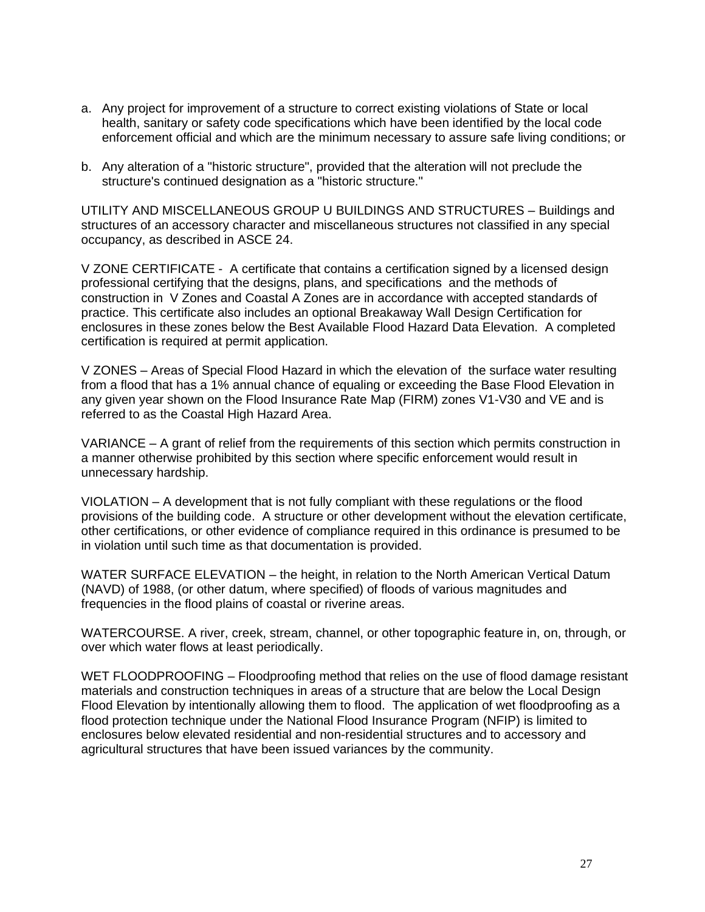a. Any project for improvement of a structure to correct existing violations of State or local health, sanitary or safety code specifications which have been identified by the local code enforcement official and which are the minimum necessary to assure safe living conditions; or

b. Any alteration of a "historic structure", provided that the alteration will not preclude the structure's continued designation as a "historic structure."

UTILITY AND MISCELLANEOUS GROUP U BUILDINGS AND STRUCTURES – Buildings and structures of an accessory character and miscellaneous structures not classified in any special occupancy, as described in ASCE 24.

V ZONE CERTIFICATE - A certificate that contains a certification signed by a licensed design professional certifying that the designs, plans, and specifications and the methods of construction in V Zones and Coastal A Zones are in accordance with accepted standards of practice. This certificate also includes an optional Breakaway Wall Design Certification for enclosures in these zones below the Best Available Flood Hazard Data Elevation. A completed certification is required at permit application.

V ZONES – Areas of Special Flood Hazard in which the elevation of the surface water resulting from a flood that has a 1% annual chance of equaling or exceeding the Base Flood Elevation in any given year shown on the Flood Insurance Rate Map (FIRM) zones V1-V30 and VE and is referred to as the Coastal High Hazard Area.

VARIANCE – A grant of relief from the requirements of this section which permits construction in a manner otherwise prohibited by this section where specific enforcement would result in unnecessary hardship.

VIOLATION – A development that is not fully compliant with these regulations or the flood provisions of the building code. A structure or other development without the elevation certificate, other certifications, or other evidence of compliance required in this ordinance is presumed to be in violation until such time as that documentation is provided.

WATER SURFACE ELEVATION – the height, in relation to the North American Vertical Datum (NAVD) of 1988, (or other datum, where specified) of floods of various magnitudes and frequencies in the flood plains of coastal or riverine areas.

WATERCOURSE. A river, creek, stream, channel, or other topographic feature in, on, through, or over which water flows at least periodically.

WET FLOODPROOFING – Floodproofing method that relies on the use of flood damage resistant materials and construction techniques in areas of a structure that are below the Local Design Flood Elevation by intentionally allowing them to flood. The application of wet floodproofing as a flood protection technique under the National Flood Insurance Program (NFIP) is limited to enclosures below elevated residential and non-residential structures and to accessory and agricultural structures that have been issued variances by the community.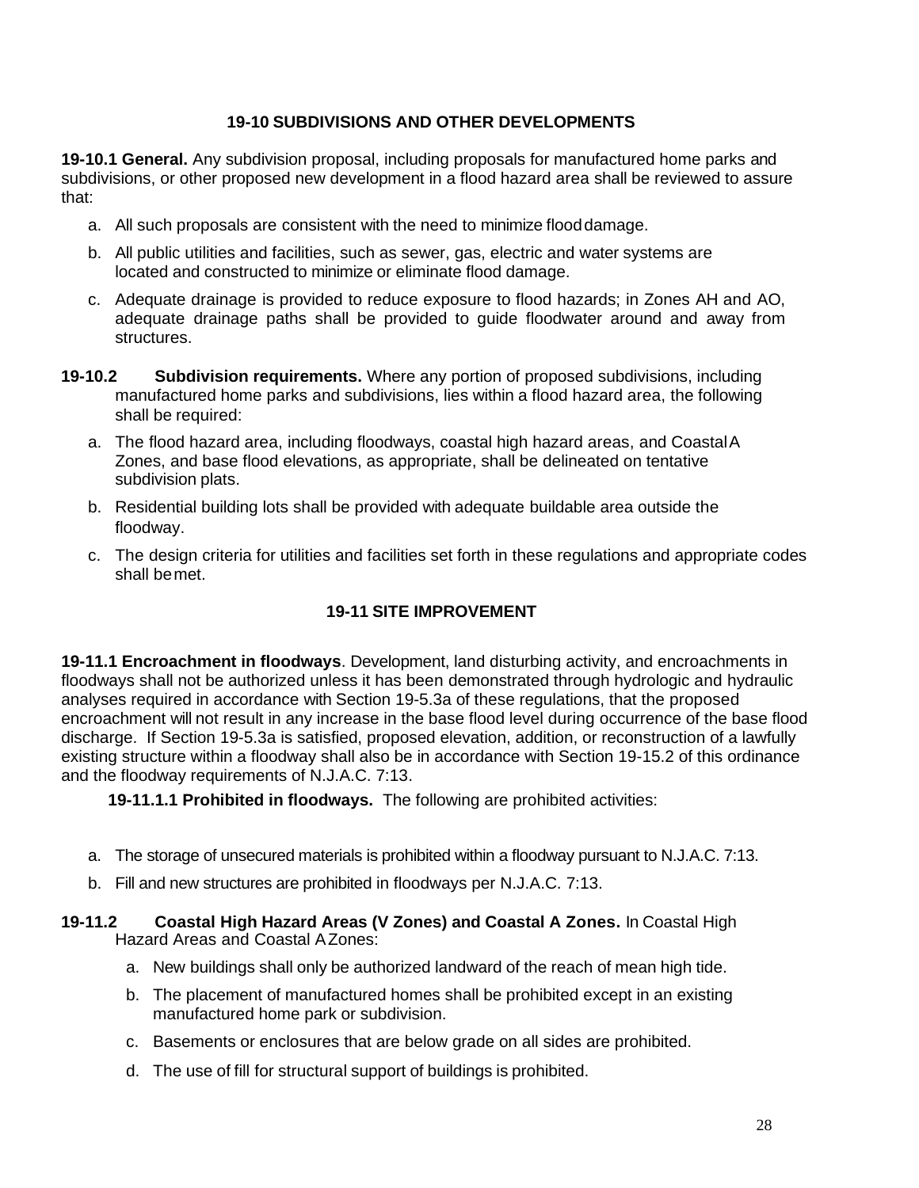## 19-10 SUBDIVISIONS AND OTHER DEVELOPMENTS

**19-10.1 General.** Any subdivision proposal, including proposals for manufactured home parks and subdivisions, or other proposed new development in a flood hazard area shall be reviewed to assure that:

a. All such proposals are consistent with the need to minimize flood damage.

b. All public utilities and facilities, such as sewer, gas, electric and water systems are located and constructed to minimize or eliminate flood damage.

c. Adequate drainage is provided to reduce exposure to flood hazards; in Zones AH and AO, adequate drainage paths shall be provided to guide floodwater around and away from structures.

**19-10.2 Subdivision requirements.** Where any portion of proposed subdivisions, including manufactured home parks and subdivisions, lies within a flood hazard area, the following shall be required:

a. The flood hazard area, including floodways, coastal high hazard areas, and Coastal A Zones, and base flood elevations, as appropriate, shall be delineated on tentative subdivision plats.

b. Residential building lots shall be provided with adequate buildable area outside the floodway.

c. The design criteria for utilities and facilities set forth in these regulations and appropriate codes shall be met.

## 19-11 SITE IMPROVEMENT

**19-11.1 Encroachment in floodways**. Development, land disturbing activity, and encroachments in floodways shall not be authorized unless it has been demonstrated through hydrologic and hydraulic analyses required in accordance with Section 19-5.3a of these regulations, that the proposed encroachment will not result in any increase in the base flood level during occurrence of the base flood discharge. If Section 19-5.3a is satisfied, proposed elevation, addition, or reconstruction of a lawfully existing structure within a floodway shall also be in accordance with Section 19-15.2 of this ordinance and the floodway requirements of N.J.A.C. 7:13.

**19-11.1.1 Prohibited in floodways.** The following are prohibited activities:

a. The storage of unsecured materials is prohibited within a floodway pursuant to N.J.A.C. 7:13.

b. Fill and new structures are prohibited in floodways per N.J.A.C. 7:13.

**19-11.2 Coastal High Hazard Areas (V Zones) and Coastal A Zones.** In Coastal High Hazard Areas and Coastal A Zones:

a. New buildings shall only be authorized landward of the reach of mean high tide.

b. The placement of manufactured homes shall be prohibited except in an existing manufactured home park or subdivision.

c. Basements or enclosures that are below grade on all sides are prohibited.

d. The use of fill for structural support of buildings is prohibited.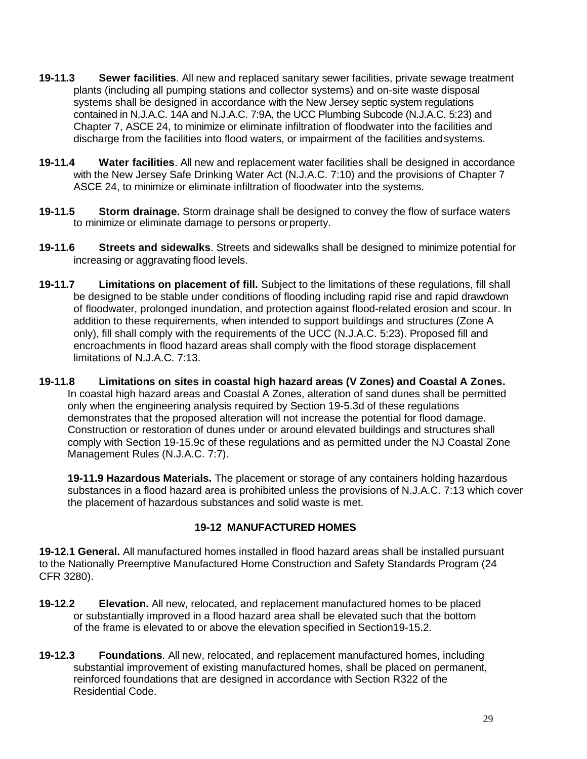**19-11.3 Sewer facilities**. All new and replaced sanitary sewer facilities, private sewage treatment plants (including all pumping stations and collector systems) and on-site waste disposal systems shall be designed in accordance with the New Jersey septic system regulations contained in N.J.A.C. 14A and N.J.A.C. 7:9A, the UCC Plumbing Subcode (N.J.A.C. 5:23) and Chapter 7, ASCE 24, to minimize or eliminate infiltration of floodwater into the facilities and discharge from the facilities into flood waters, or impairment of the facilities and systems.

**19-11.4 Water facilities**. All new and replacement water facilities shall be designed in accordance with the New Jersey Safe Drinking Water Act (N.J.A.C. 7:10) and the provisions of Chapter 7 ASCE 24, to minimize or eliminate infiltration of floodwater into the systems.

**19-11.5 Storm drainage.** Storm drainage shall be designed to convey the flow of surface waters to minimize or eliminate damage to persons or property.

**19-11.6 Streets and sidewalks**. Streets and sidewalks shall be designed to minimize potential for increasing or aggravating flood levels.

**19-11.7 Limitations on placement of fill.** Subject to the limitations of these regulations, fill shall be designed to be stable under conditions of flooding including rapid rise and rapid drawdown of floodwater, prolonged inundation, and protection against flood-related erosion and scour. In addition to these requirements, when intended to support buildings and structures (Zone A only), fill shall comply with the requirements of the UCC (N.J.A.C. 5:23). Proposed fill and encroachments in flood hazard areas shall comply with the flood storage displacement limitations of N.J.A.C. 7:13.

**19-11.8 Limitations on sites in coastal high hazard areas (V Zones) and Coastal A Zones.** In coastal high hazard areas and Coastal A Zones, alteration of sand dunes shall be permitted only when the engineering analysis required by Section 19-5.3d of these regulations demonstrates that the proposed alteration will not increase the potential for flood damage. Construction or restoration of dunes under or around elevated buildings and structures shall comply with Section 19-15.9c of these regulations and as permitted under the NJ Coastal Zone Management Rules (N.J.A.C. 7:7).

**19-11.9 Hazardous Materials.** The placement or storage of any containers holding hazardous substances in a flood hazard area is prohibited unless the provisions of N.J.A.C. 7:13 which cover the placement of hazardous substances and solid waste is met.

## 19-12 MANUFACTURED HOMES

**19-12.1 General.** All manufactured homes installed in flood hazard areas shall be installed pursuant to the Nationally Preemptive Manufactured Home Construction and Safety Standards Program (24 CFR 3280).

**19-12.2 Elevation.** All new, relocated, and replacement manufactured homes to be placed or substantially improved in a flood hazard area shall be elevated such that the bottom of the frame is elevated to or above the elevation specified in Section19-15.2.

**19-12.3 Foundations**. All new, relocated, and replacement manufactured homes, including substantial improvement of existing manufactured homes, shall be placed on permanent, reinforced foundations that are designed in accordance with Section R322 of the Residential Code.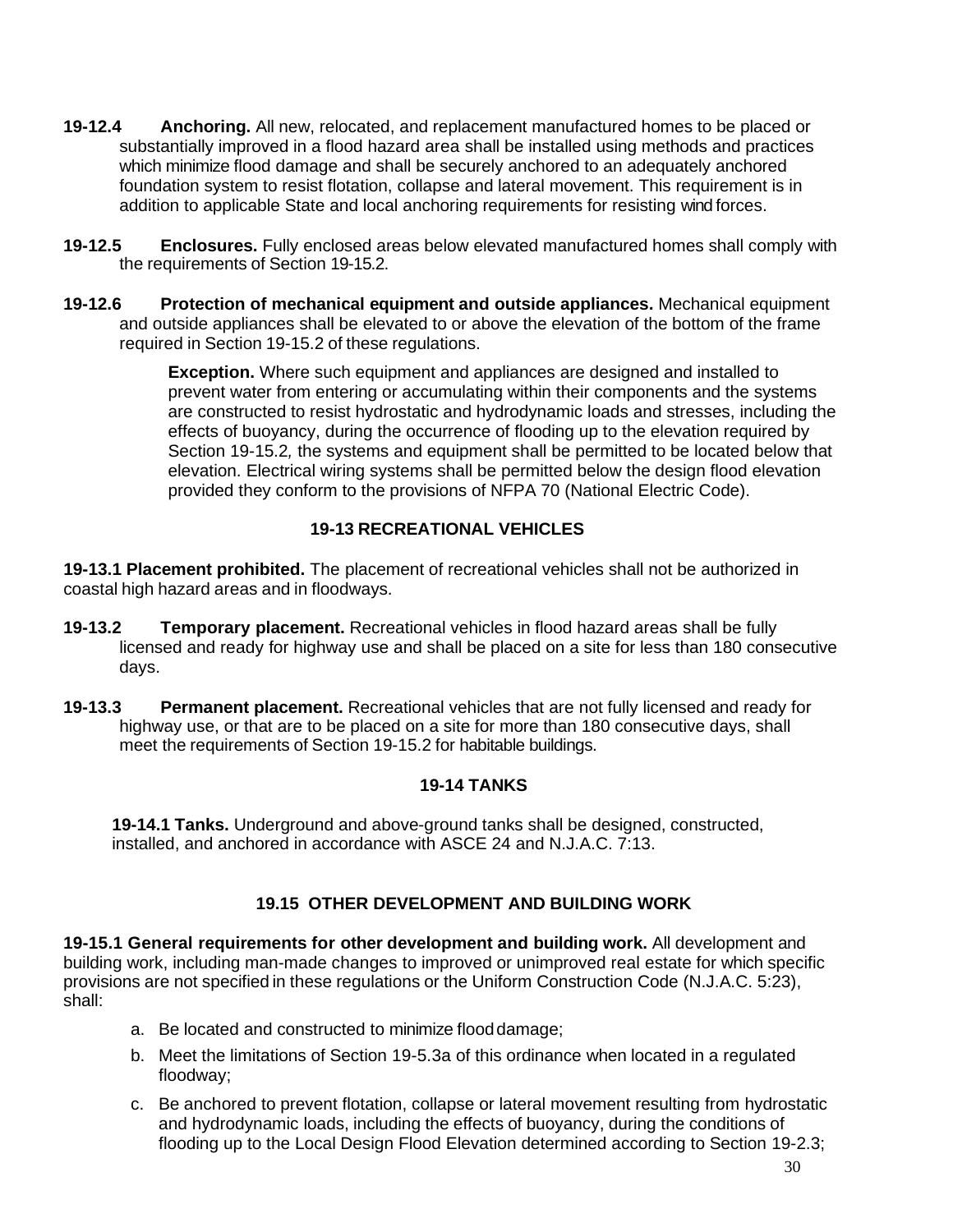**19-12.4 Anchoring.** All new, relocated, and replacement manufactured homes to be placed or substantially improved in a flood hazard area shall be installed using methods and practices which minimize flood damage and shall be securely anchored to an adequately anchored foundation system to resist flotation, collapse and lateral movement. This requirement is in addition to applicable State and local anchoring requirements for resisting wind forces.

**19-12.5 Enclosures.** Fully enclosed areas below elevated manufactured homes shall comply with the requirements of Section 19-15.2.

**19-12.6 Protection of mechanical equipment and outside appliances.** Mechanical equipment and outside appliances shall be elevated to or above the elevation of the bottom of the frame required in Section 19-15.2 of these regulations.

> **Exception.** Where such equipment and appliances are designed and installed to prevent water from entering or accumulating within their components and the systems are constructed to resist hydrostatic and hydrodynamic loads and stresses, including the effects of buoyancy, during the occurrence of flooding up to the elevation required by Section 19-15.2*,* the systems and equipment shall be permitted to be located below that elevation. Electrical wiring systems shall be permitted below the design flood elevation provided they conform to the provisions of NFPA 70 (National Electric Code).

## 19-13 RECREATIONAL VEHICLES

**19-13.1 Placement prohibited.** The placement of recreational vehicles shall not be authorized in coastal high hazard areas and in floodways.

**19-13.2 Temporary placement.** Recreational vehicles in flood hazard areas shall be fully licensed and ready for highway use and shall be placed on a site for less than 180 consecutive days.

**19-13.3 Permanent placement.** Recreational vehicles that are not fully licensed and ready for highway use, or that are to be placed on a site for more than 180 consecutive days, shall meet the requirements of Section 19-15.2 for habitable buildings.

## 19-14 TANKS

**19-14.1 Tanks.** Underground and above-ground tanks shall be designed, constructed, installed, and anchored in accordance with ASCE 24 and N.J.A.C. 7:13.

## 19.15 OTHER DEVELOPMENT AND BUILDING WORK

**19-15.1 General requirements for other development and building work.** All development and building work, including man-made changes to improved or unimproved real estate for which specific provisions are not specified in these regulations or the Uniform Construction Code (N.J.A.C. 5:23), shall:

a. Be located and constructed to minimize flood damage;

b. Meet the limitations of Section 19-5.3a of this ordinance when located in a regulated floodway;

c. Be anchored to prevent flotation, collapse or lateral movement resulting from hydrostatic and hydrodynamic loads, including the effects of buoyancy, during the conditions of flooding up to the Local Design Flood Elevation determined according to Section 19-2.3;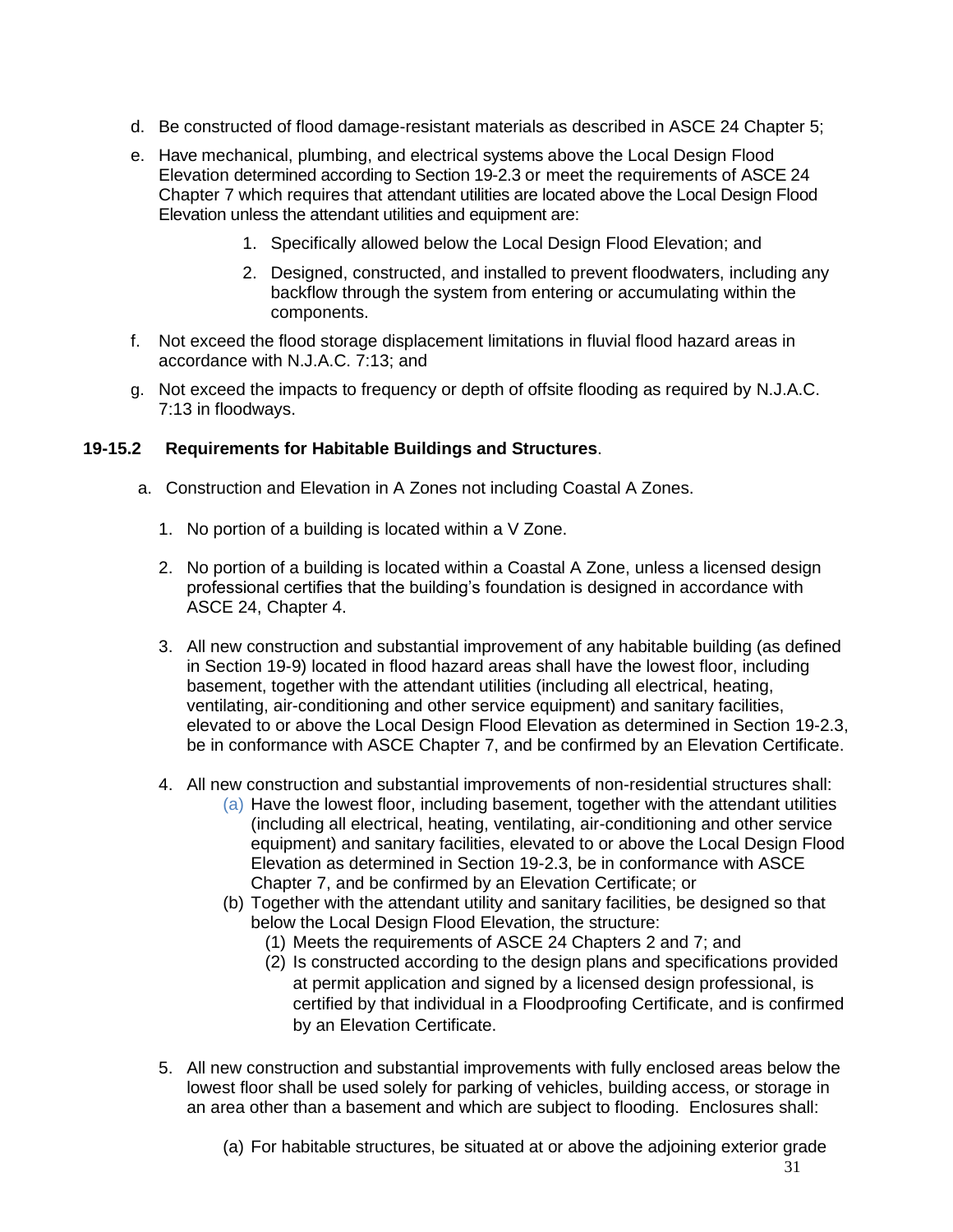d. Be constructed of flood damage-resistant materials as described in ASCE 24 Chapter 5;

e. Have mechanical, plumbing, and electrical systems above the Local Design Flood Elevation determined according to Section 19-2.3 or meet the requirements of ASCE 24 Chapter 7 which requires that attendant utilities are located above the Local Design Flood Elevation unless the attendant utilities and equipment are:

   1. Specifically allowed below the Local Design Flood Elevation; and
   2. Designed, constructed, and installed to prevent floodwaters, including any backflow through the system from entering or accumulating within the components.

f. Not exceed the flood storage displacement limitations in fluvial flood hazard areas in accordance with N.J.A.C. 7:13; and

g. Not exceed the impacts to frequency or depth of offsite flooding as required by N.J.A.C. 7:13 in floodways.

**19-15.2 Requirements for Habitable Buildings and Structures**.

a. Construction and Elevation in A Zones not including Coastal A Zones.

   1. No portion of a building is located within a V Zone.
   2. No portion of a building is located within a Coastal A Zone, unless a licensed design professional certifies that the building's foundation is designed in accordance with ASCE 24, Chapter 4.
   3. All new construction and substantial improvement of any habitable building (as defined in Section 19-9) located in flood hazard areas shall have the lowest floor, including basement, together with the attendant utilities (including all electrical, heating, ventilating, air-conditioning and other service equipment) and sanitary facilities, elevated to or above the Local Design Flood Elevation as determined in Section 19-2.3, be in conformance with ASCE Chapter 7, and be confirmed by an Elevation Certificate.
   4. All new construction and substantial improvements of non-residential structures shall:
      (a) Have the lowest floor, including basement, together with the attendant utilities (including all electrical, heating, ventilating, air-conditioning and other service equipment) and sanitary facilities, elevated to or above the Local Design Flood Elevation as determined in Section 19-2.3, be in conformance with ASCE Chapter 7, and be confirmed by an Elevation Certificate; or
      (b) Together with the attendant utility and sanitary facilities, be designed so that below the Local Design Flood Elevation, the structure:
         (1) Meets the requirements of ASCE 24 Chapters 2 and 7; and
         (2) Is constructed according to the design plans and specifications provided at permit application and signed by a licensed design professional, is certified by that individual in a Floodproofing Certificate, and is confirmed by an Elevation Certificate.
   5. All new construction and substantial improvements with fully enclosed areas below the lowest floor shall be used solely for parking of vehicles, building access, or storage in an area other than a basement and which are subject to flooding. Enclosures shall:
      (a) For habitable structures, be situated at or above the adjoining exterior grade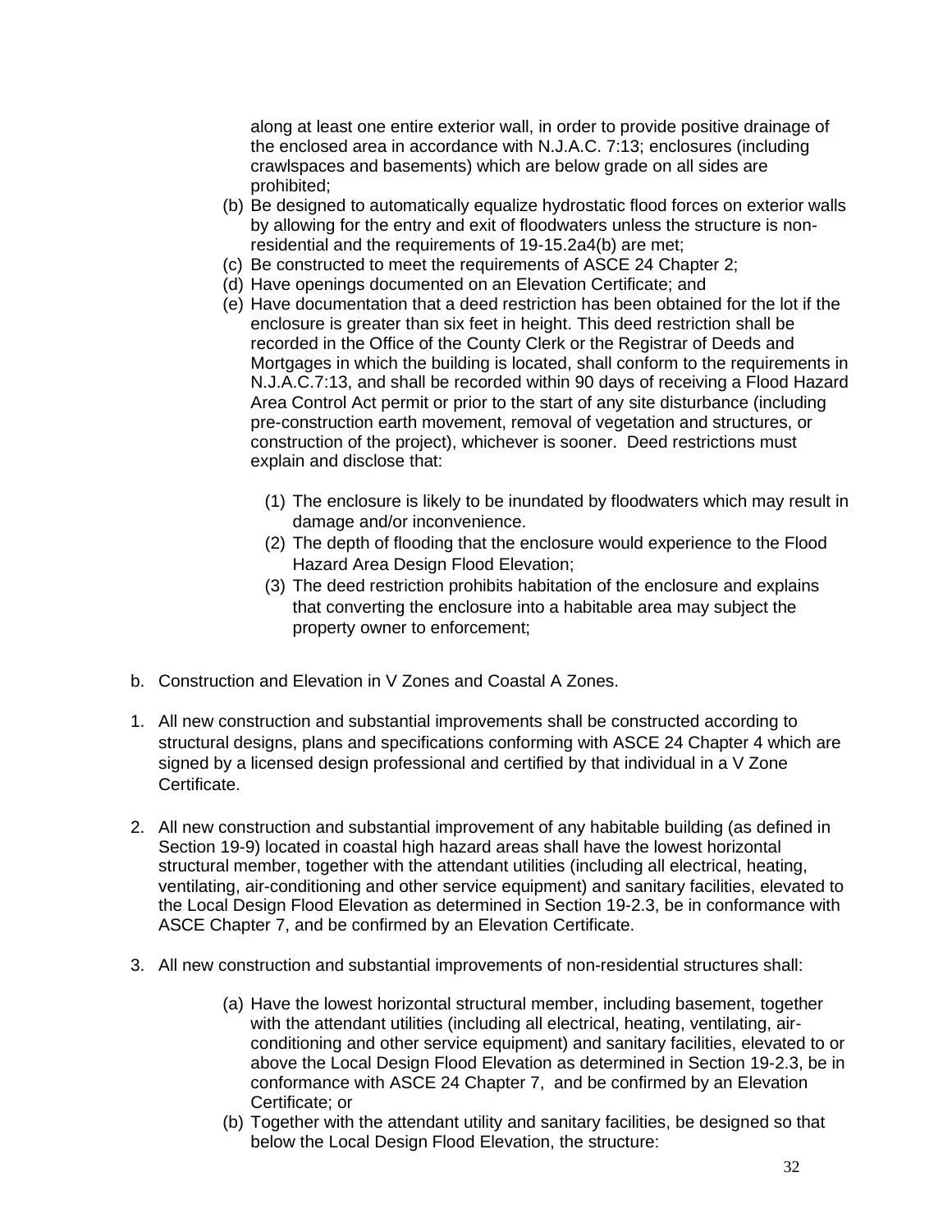along at least one entire exterior wall, in order to provide positive drainage of the enclosed area in accordance with N.J.A.C. 7:13; enclosures (including crawlspaces and basements) which are below grade on all sides are prohibited;

(b) Be designed to automatically equalize hydrostatic flood forces on exterior walls by allowing for the entry and exit of floodwaters unless the structure is non-residential and the requirements of 19-15.2a4(b) are met;

(c) Be constructed to meet the requirements of ASCE 24 Chapter 2;

(d) Have openings documented on an Elevation Certificate; and

(e) Have documentation that a deed restriction has been obtained for the lot if the enclosure is greater than six feet in height. This deed restriction shall be recorded in the Office of the County Clerk or the Registrar of Deeds and Mortgages in which the building is located, shall conform to the requirements in N.J.A.C.7:13, and shall be recorded within 90 days of receiving a Flood Hazard Area Control Act permit or prior to the start of any site disturbance (including pre-construction earth movement, removal of vegetation and structures, or construction of the project), whichever is sooner. Deed restrictions must explain and disclose that:

   (1) The enclosure is likely to be inundated by floodwaters which may result in damage and/or inconvenience.
   (2) The depth of flooding that the enclosure would experience to the Flood Hazard Area Design Flood Elevation;
   (3) The deed restriction prohibits habitation of the enclosure and explains that converting the enclosure into a habitable area may subject the property owner to enforcement;

b. Construction and Elevation in V Zones and Coastal A Zones.

1. All new construction and substantial improvements shall be constructed according to structural designs, plans and specifications conforming with ASCE 24 Chapter 4 which are signed by a licensed design professional and certified by that individual in a V Zone Certificate.

2. All new construction and substantial improvement of any habitable building (as defined in Section 19-9) located in coastal high hazard areas shall have the lowest horizontal structural member, together with the attendant utilities (including all electrical, heating, ventilating, air-conditioning and other service equipment) and sanitary facilities, elevated to the Local Design Flood Elevation as determined in Section 19-2.3, be in conformance with ASCE Chapter 7, and be confirmed by an Elevation Certificate.

3. All new construction and substantial improvements of non-residential structures shall:

   (a) Have the lowest horizontal structural member, including basement, together with the attendant utilities (including all electrical, heating, ventilating, air-conditioning and other service equipment) and sanitary facilities, elevated to or above the Local Design Flood Elevation as determined in Section 19-2.3, be in conformance with ASCE 24 Chapter 7, and be confirmed by an Elevation Certificate; or
   (b) Together with the attendant utility and sanitary facilities, be designed so that below the Local Design Flood Elevation, the structure: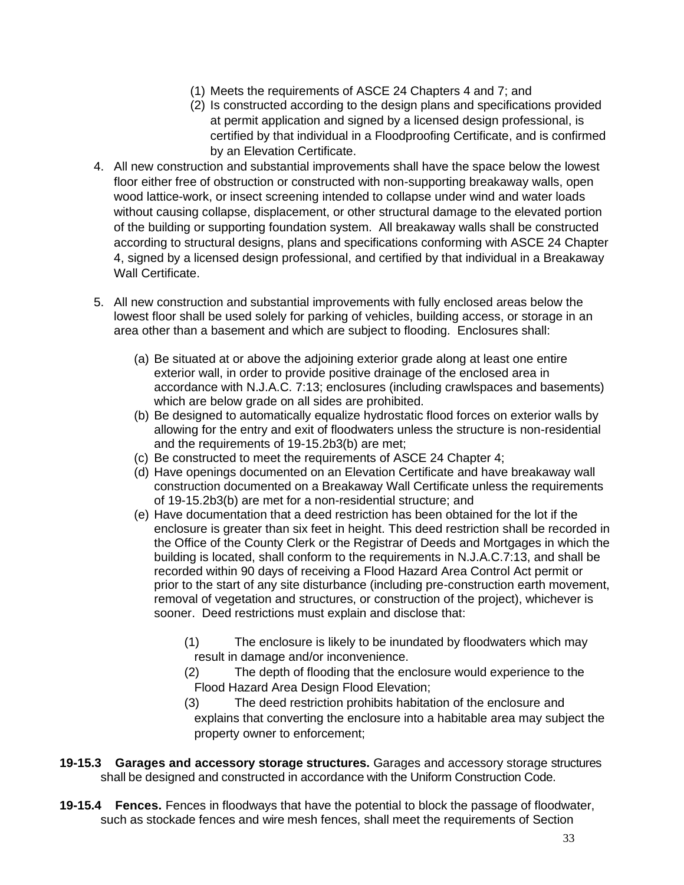(1) Meets the requirements of ASCE 24 Chapters 4 and 7; and
(2) Is constructed according to the design plans and specifications provided at permit application and signed by a licensed design professional, is certified by that individual in a Floodproofing Certificate, and is confirmed by an Elevation Certificate.

4. All new construction and substantial improvements shall have the space below the lowest floor either free of obstruction or constructed with non-supporting breakaway walls, open wood lattice-work, or insect screening intended to collapse under wind and water loads without causing collapse, displacement, or other structural damage to the elevated portion of the building or supporting foundation system. All breakaway walls shall be constructed according to structural designs, plans and specifications conforming with ASCE 24 Chapter 4, signed by a licensed design professional, and certified by that individual in a Breakaway Wall Certificate.

5. All new construction and substantial improvements with fully enclosed areas below the lowest floor shall be used solely for parking of vehicles, building access, or storage in an area other than a basement and which are subject to flooding. Enclosures shall:

   (a) Be situated at or above the adjoining exterior grade along at least one entire exterior wall, in order to provide positive drainage of the enclosed area in accordance with N.J.A.C. 7:13; enclosures (including crawlspaces and basements) which are below grade on all sides are prohibited.
   (b) Be designed to automatically equalize hydrostatic flood forces on exterior walls by allowing for the entry and exit of floodwaters unless the structure is non-residential and the requirements of 19-15.2b3(b) are met;
   (c) Be constructed to meet the requirements of ASCE 24 Chapter 4;
   (d) Have openings documented on an Elevation Certificate and have breakaway wall construction documented on a Breakaway Wall Certificate unless the requirements of 19-15.2b3(b) are met for a non-residential structure; and
   (e) Have documentation that a deed restriction has been obtained for the lot if the enclosure is greater than six feet in height. This deed restriction shall be recorded in the Office of the County Clerk or the Registrar of Deeds and Mortgages in which the building is located, shall conform to the requirements in N.J.A.C.7:13, and shall be recorded within 90 days of receiving a Flood Hazard Area Control Act permit or prior to the start of any site disturbance (including pre-construction earth movement, removal of vegetation and structures, or construction of the project), whichever is sooner. Deed restrictions must explain and disclose that:

      (1) The enclosure is likely to be inundated by floodwaters which may result in damage and/or inconvenience.
      (2) The depth of flooding that the enclosure would experience to the Flood Hazard Area Design Flood Elevation;
      (3) The deed restriction prohibits habitation of the enclosure and explains that converting the enclosure into a habitable area may subject the property owner to enforcement;

**19-15.3 Garages and accessory storage structures.** Garages and accessory storage structures shall be designed and constructed in accordance with the Uniform Construction Code.

**19-15.4 Fences.** Fences in floodways that have the potential to block the passage of floodwater, such as stockade fences and wire mesh fences, shall meet the requirements of Section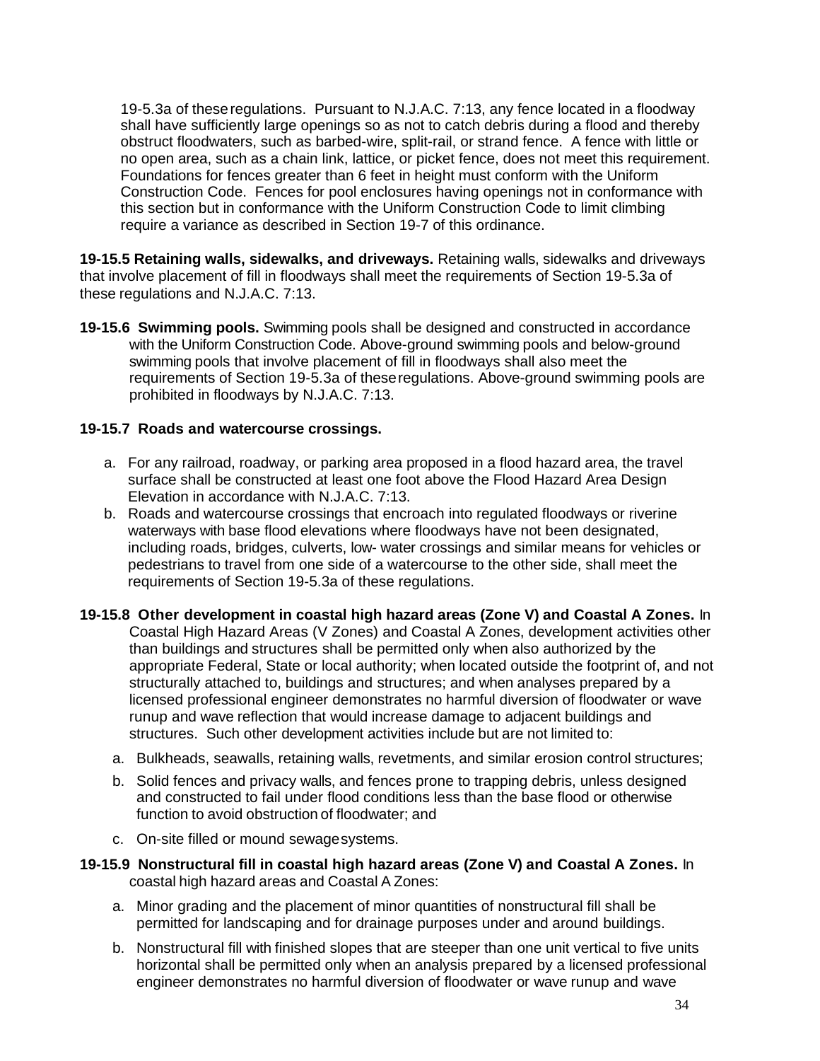19-5.3a of these regulations. Pursuant to N.J.A.C. 7:13, any fence located in a floodway shall have sufficiently large openings so as not to catch debris during a flood and thereby obstruct floodwaters, such as barbed-wire, split-rail, or strand fence. A fence with little or no open area, such as a chain link, lattice, or picket fence, does not meet this requirement. Foundations for fences greater than 6 feet in height must conform with the Uniform Construction Code. Fences for pool enclosures having openings not in conformance with this section but in conformance with the Uniform Construction Code to limit climbing require a variance as described in Section 19-7 of this ordinance.

**19-15.5 Retaining walls, sidewalks, and driveways.** Retaining walls, sidewalks and driveways that involve placement of fill in floodways shall meet the requirements of Section 19-5.3a of these regulations and N.J.A.C. 7:13.

**19-15.6 Swimming pools.** Swimming pools shall be designed and constructed in accordance with the Uniform Construction Code. Above-ground swimming pools and below-ground swimming pools that involve placement of fill in floodways shall also meet the requirements of Section 19-5.3a of these regulations. Above-ground swimming pools are prohibited in floodways by N.J.A.C. 7:13.

**19-15.7 Roads and watercourse crossings.**

a. For any railroad, roadway, or parking area proposed in a flood hazard area, the travel surface shall be constructed at least one foot above the Flood Hazard Area Design Elevation in accordance with N.J.A.C. 7:13.
b. Roads and watercourse crossings that encroach into regulated floodways or riverine waterways with base flood elevations where floodways have not been designated, including roads, bridges, culverts, low- water crossings and similar means for vehicles or pedestrians to travel from one side of a watercourse to the other side, shall meet the requirements of Section 19-5.3a of these regulations.

**19-15.8 Other development in coastal high hazard areas (Zone V) and Coastal A Zones.** In Coastal High Hazard Areas (V Zones) and Coastal A Zones, development activities other than buildings and structures shall be permitted only when also authorized by the appropriate Federal, State or local authority; when located outside the footprint of, and not structurally attached to, buildings and structures; and when analyses prepared by a licensed professional engineer demonstrates no harmful diversion of floodwater or wave runup and wave reflection that would increase damage to adjacent buildings and structures. Such other development activities include but are not limited to:

a. Bulkheads, seawalls, retaining walls, revetments, and similar erosion control structures;
b. Solid fences and privacy walls, and fences prone to trapping debris, unless designed and constructed to fail under flood conditions less than the base flood or otherwise function to avoid obstruction of floodwater; and
c. On-site filled or mound sewage systems.

**19-15.9 Nonstructural fill in coastal high hazard areas (Zone V) and Coastal A Zones.** In coastal high hazard areas and Coastal A Zones:

a. Minor grading and the placement of minor quantities of nonstructural fill shall be permitted for landscaping and for drainage purposes under and around buildings.
b. Nonstructural fill with finished slopes that are steeper than one unit vertical to five units horizontal shall be permitted only when an analysis prepared by a licensed professional engineer demonstrates no harmful diversion of floodwater or wave runup and wave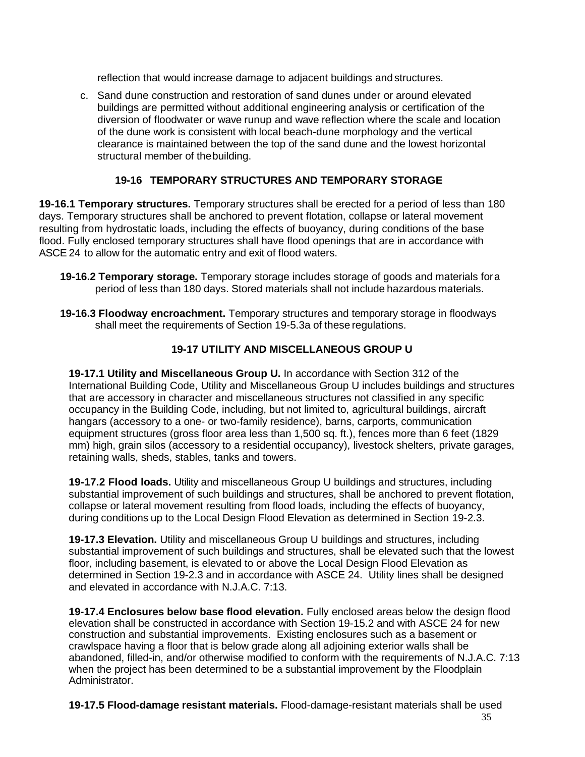reflection that would increase damage to adjacent buildings and structures.

c. Sand dune construction and restoration of sand dunes under or around elevated buildings are permitted without additional engineering analysis or certification of the diversion of floodwater or wave runup and wave reflection where the scale and location of the dune work is consistent with local beach-dune morphology and the vertical clearance is maintained between the top of the sand dune and the lowest horizontal structural member of the building.

## 19-16 TEMPORARY STRUCTURES AND TEMPORARY STORAGE

**19-16.1 Temporary structures.** Temporary structures shall be erected for a period of less than 180 days. Temporary structures shall be anchored to prevent flotation, collapse or lateral movement resulting from hydrostatic loads, including the effects of buoyancy, during conditions of the base flood. Fully enclosed temporary structures shall have flood openings that are in accordance with ASCE 24 to allow for the automatic entry and exit of flood waters.

**19-16.2 Temporary storage.** Temporary storage includes storage of goods and materials for a period of less than 180 days. Stored materials shall not include hazardous materials.

**19-16.3 Floodway encroachment.** Temporary structures and temporary storage in floodways shall meet the requirements of Section 19-5.3a of these regulations.

## 19-17 UTILITY AND MISCELLANEOUS GROUP U

**19-17.1 Utility and Miscellaneous Group U.** In accordance with Section 312 of the International Building Code, Utility and Miscellaneous Group U includes buildings and structures that are accessory in character and miscellaneous structures not classified in any specific occupancy in the Building Code, including, but not limited to, agricultural buildings, aircraft hangars (accessory to a one- or two-family residence), barns, carports, communication equipment structures (gross floor area less than 1,500 sq. ft.), fences more than 6 feet (1829 mm) high, grain silos (accessory to a residential occupancy), livestock shelters, private garages, retaining walls, sheds, stables, tanks and towers.

**19-17.2 Flood loads.** Utility and miscellaneous Group U buildings and structures, including substantial improvement of such buildings and structures, shall be anchored to prevent flotation, collapse or lateral movement resulting from flood loads, including the effects of buoyancy, during conditions up to the Local Design Flood Elevation as determined in Section 19-2.3.

**19-17.3 Elevation.** Utility and miscellaneous Group U buildings and structures, including substantial improvement of such buildings and structures, shall be elevated such that the lowest floor, including basement, is elevated to or above the Local Design Flood Elevation as determined in Section 19-2.3 and in accordance with ASCE 24. Utility lines shall be designed and elevated in accordance with N.J.A.C. 7:13.

**19-17.4 Enclosures below base flood elevation.** Fully enclosed areas below the design flood elevation shall be constructed in accordance with Section 19-15.2 and with ASCE 24 for new construction and substantial improvements. Existing enclosures such as a basement or crawlspace having a floor that is below grade along all adjoining exterior walls shall be abandoned, filled-in, and/or otherwise modified to conform with the requirements of N.J.A.C. 7:13 when the project has been determined to be a substantial improvement by the Floodplain Administrator.

**19-17.5 Flood-damage resistant materials.** Flood-damage-resistant materials shall be used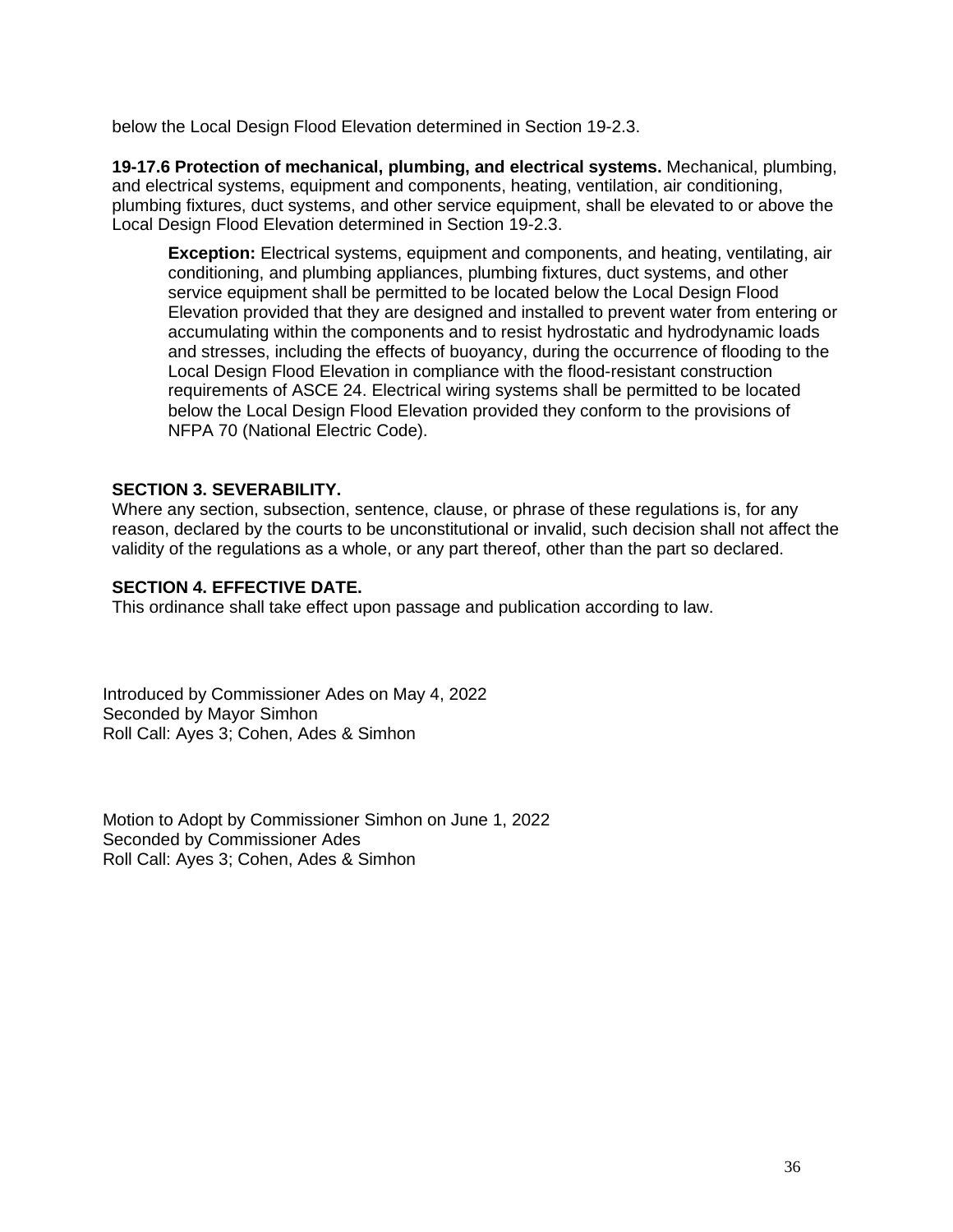below the Local Design Flood Elevation determined in Section 19-2.3.

**19-17.6 Protection of mechanical, plumbing, and electrical systems.** Mechanical, plumbing, and electrical systems, equipment and components, heating, ventilation, air conditioning, plumbing fixtures, duct systems, and other service equipment, shall be elevated to or above the Local Design Flood Elevation determined in Section 19-2.3.

> **Exception:** Electrical systems, equipment and components, and heating, ventilating, air conditioning, and plumbing appliances, plumbing fixtures, duct systems, and other service equipment shall be permitted to be located below the Local Design Flood Elevation provided that they are designed and installed to prevent water from entering or accumulating within the components and to resist hydrostatic and hydrodynamic loads and stresses, including the effects of buoyancy, during the occurrence of flooding to the Local Design Flood Elevation in compliance with the flood-resistant construction requirements of ASCE 24. Electrical wiring systems shall be permitted to be located below the Local Design Flood Elevation provided they conform to the provisions of NFPA 70 (National Electric Code).

**SECTION 3. SEVERABILITY.**

Where any section, subsection, sentence, clause, or phrase of these regulations is, for any reason, declared by the courts to be unconstitutional or invalid, such decision shall not affect the validity of the regulations as a whole, or any part thereof, other than the part so declared.

**SECTION 4. EFFECTIVE DATE.**

This ordinance shall take effect upon passage and publication according to law.

Introduced by Commissioner Ades on May 4, 2022
Seconded by Mayor Simhon
Roll Call: Ayes 3; Cohen, Ades & Simhon

Motion to Adopt by Commissioner Simhon on June 1, 2022
Seconded by Commissioner Ades
Roll Call: Ayes 3; Cohen, Ades & Simhon